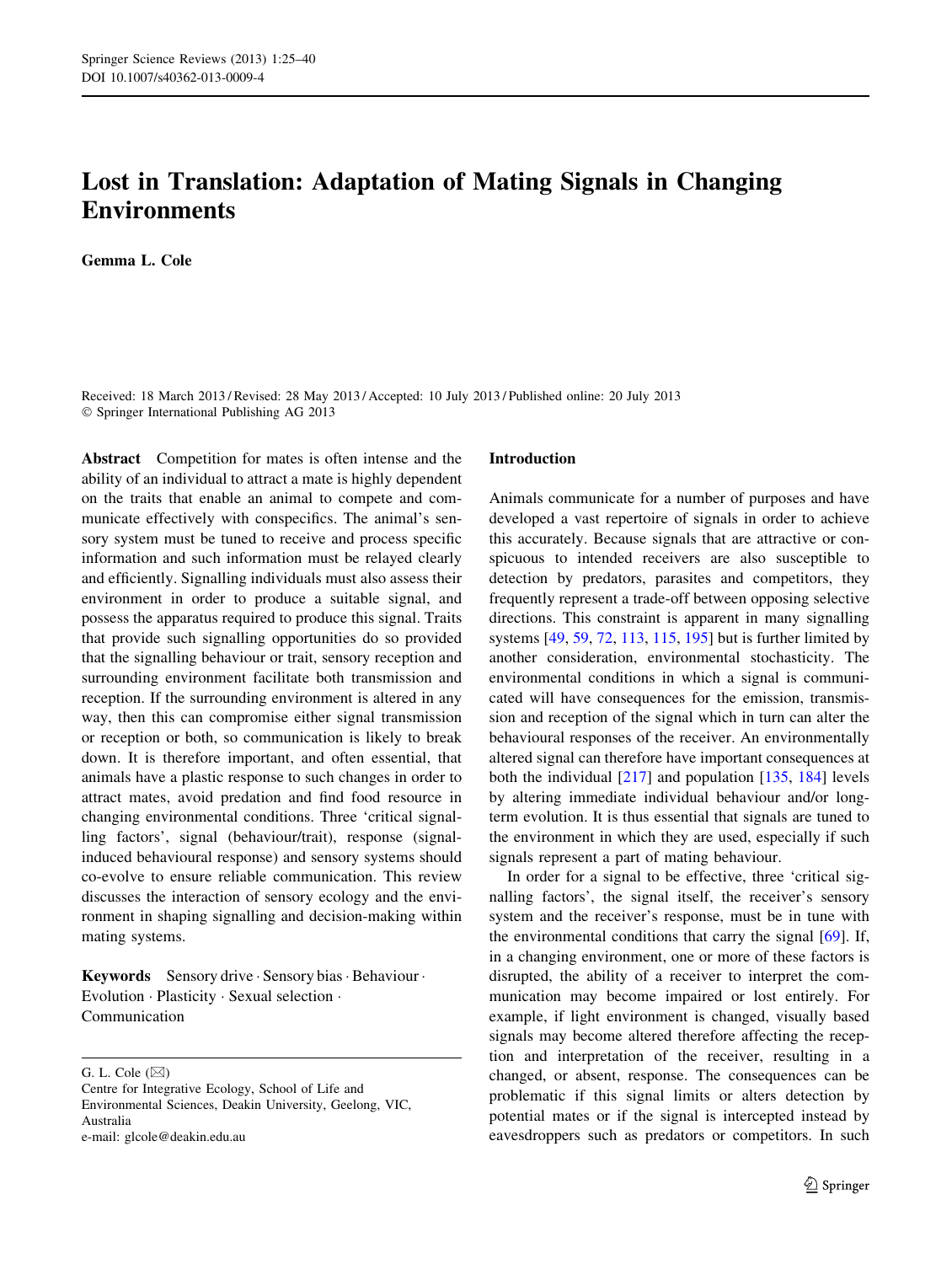# Lost in Translation: Adaptation of Mating Signals in Changing Environments

**Gemma L. Cole**

Received: 18 March 2013 / Revised: 28 May 2013 / Accepted: 10 July 2013 / Published online: 20 July 2013
© Springer International Publishing AG 2013

**Abstract** Competition for mates is often intense and the ability of an individual to attract a mate is highly dependent on the traits that enable an animal to compete and communicate effectively with conspecifics. The animal's sensory system must be tuned to receive and process specific information and such information must be relayed clearly and efficiently. Signalling individuals must also assess their environment in order to produce a suitable signal, and possess the apparatus required to produce this signal. Traits that provide such signalling opportunities do so provided that the signalling behaviour or trait, sensory reception and surrounding environment facilitate both transmission and reception. If the surrounding environment is altered in any way, then this can compromise either signal transmission or reception or both, so communication is likely to break down. It is therefore important, and often essential, that animals have a plastic response to such changes in order to attract mates, avoid predation and find food resource in changing environmental conditions. Three 'critical signalling factors', signal (behaviour/trait), response (signal-induced behavioural response) and sensory systems should co-evolve to ensure reliable communication. This review discusses the interaction of sensory ecology and the environment in shaping signalling and decision-making within mating systems.

**Keywords** Sensory drive · Sensory bias · Behaviour · Evolution · Plasticity · Sexual selection · Communication

G. L. Cole (✉)
Centre for Integrative Ecology, School of Life and Environmental Sciences, Deakin University, Geelong, VIC, Australia
e-mail: glcole@deakin.edu.au

## Introduction

Animals communicate for a number of purposes and have developed a vast repertoire of signals in order to achieve this accurately. Because signals that are attractive or conspicuous to intended receivers are also susceptible to detection by predators, parasites and competitors, they frequently represent a trade-off between opposing selective directions. This constraint is apparent in many signalling systems [49, 59, 72, 113, 115, 195] but is further limited by another consideration, environmental stochasticity. The environmental conditions in which a signal is communicated will have consequences for the emission, transmission and reception of the signal which in turn can alter the behavioural responses of the receiver. An environmentally altered signal can therefore have important consequences at both the individual [217] and population [135, 184] levels by altering immediate individual behaviour and/or long-term evolution. It is thus essential that signals are tuned to the environment in which they are used, especially if such signals represent a part of mating behaviour.

In order for a signal to be effective, three 'critical signalling factors', the signal itself, the receiver's sensory system and the receiver's response, must be in tune with the environmental conditions that carry the signal [69]. If, in a changing environment, one or more of these factors is disrupted, the ability of a receiver to interpret the communication may become impaired or lost entirely. For example, if light environment is changed, visually based signals may become altered therefore affecting the reception and interpretation of the receiver, resulting in a changed, or absent, response. The consequences can be problematic if this signal limits or alters detection by potential mates or if the signal is intercepted instead by eavesdroppers such as predators or competitors. In such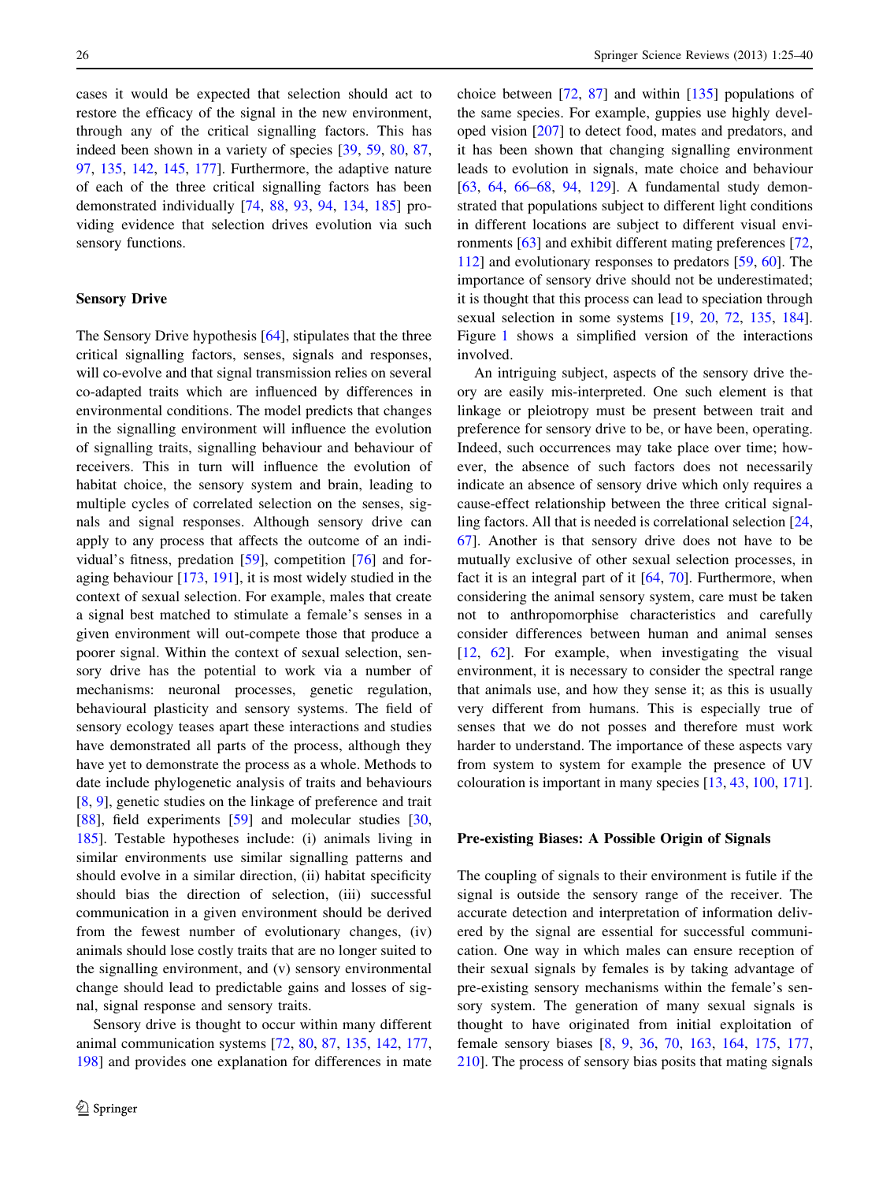cases it would be expected that selection should act to restore the efficacy of the signal in the new environment, through any of the critical signalling factors. This has indeed been shown in a variety of species [39, 59, 80, 87, 97, 135, 142, 145, 177]. Furthermore, the adaptive nature of each of the three critical signalling factors has been demonstrated individually [74, 88, 93, 94, 134, 185] providing evidence that selection drives evolution via such sensory functions.

## Sensory Drive

The Sensory Drive hypothesis [64], stipulates that the three critical signalling factors, senses, signals and responses, will co-evolve and that signal transmission relies on several co-adapted traits which are influenced by differences in environmental conditions. The model predicts that changes in the signalling environment will influence the evolution of signalling traits, signalling behaviour and behaviour of receivers. This in turn will influence the evolution of habitat choice, the sensory system and brain, leading to multiple cycles of correlated selection on the senses, signals and signal responses. Although sensory drive can apply to any process that affects the outcome of an individual's fitness, predation [59], competition [76] and foraging behaviour [173, 191], it is most widely studied in the context of sexual selection. For example, males that create a signal best matched to stimulate a female's senses in a given environment will out-compete those that produce a poorer signal. Within the context of sexual selection, sensory drive has the potential to work via a number of mechanisms: neuronal processes, genetic regulation, behavioural plasticity and sensory systems. The field of sensory ecology teases apart these interactions and studies have demonstrated all parts of the process, although they have yet to demonstrate the process as a whole. Methods to date include phylogenetic analysis of traits and behaviours [8, 9], genetic studies on the linkage of preference and trait [88], field experiments [59] and molecular studies [30, 185]. Testable hypotheses include: (i) animals living in similar environments use similar signalling patterns and should evolve in a similar direction, (ii) habitat specificity should bias the direction of selection, (iii) successful communication in a given environment should be derived from the fewest number of evolutionary changes, (iv) animals should lose costly traits that are no longer suited to the signalling environment, and (v) sensory environmental change should lead to predictable gains and losses of signal, signal response and sensory traits.

Sensory drive is thought to occur within many different animal communication systems [72, 80, 87, 135, 142, 177, 198] and provides one explanation for differences in mate choice between [72, 87] and within [135] populations of the same species. For example, guppies use highly developed vision [207] to detect food, mates and predators, and it has been shown that changing signalling environment leads to evolution in signals, mate choice and behaviour [63, 64, 66–68, 94, 129]. A fundamental study demonstrated that populations subject to different light conditions in different locations are subject to different visual environments [63] and exhibit different mating preferences [72, 112] and evolutionary responses to predators [59, 60]. The importance of sensory drive should not be underestimated; it is thought that this process can lead to speciation through sexual selection in some systems [19, 20, 72, 135, 184]. Figure 1 shows a simplified version of the interactions involved.

An intriguing subject, aspects of the sensory drive theory are easily mis-interpreted. One such element is that linkage or pleiotropy must be present between trait and preference for sensory drive to be, or have been, operating. Indeed, such occurrences may take place over time; however, the absence of such factors does not necessarily indicate an absence of sensory drive which only requires a cause-effect relationship between the three critical signalling factors. All that is needed is correlational selection [24, 67]. Another is that sensory drive does not have to be mutually exclusive of other sexual selection processes, in fact it is an integral part of it [64, 70]. Furthermore, when considering the animal sensory system, care must be taken not to anthropomorphise characteristics and carefully consider differences between human and animal senses [12, 62]. For example, when investigating the visual environment, it is necessary to consider the spectral range that animals use, and how they sense it; as this is usually very different from humans. This is especially true of senses that we do not posses and therefore must work harder to understand. The importance of these aspects vary from system to system for example the presence of UV colouration is important in many species [13, 43, 100, 171].

## Pre-existing Biases: A Possible Origin of Signals

The coupling of signals to their environment is futile if the signal is outside the sensory range of the receiver. The accurate detection and interpretation of information delivered by the signal are essential for successful communication. One way in which males can ensure reception of their sexual signals by females is by taking advantage of pre-existing sensory mechanisms within the female's sensory system. The generation of many sexual signals is thought to have originated from initial exploitation of female sensory biases [8, 9, 36, 70, 163, 164, 175, 177, 210]. The process of sensory bias posits that mating signals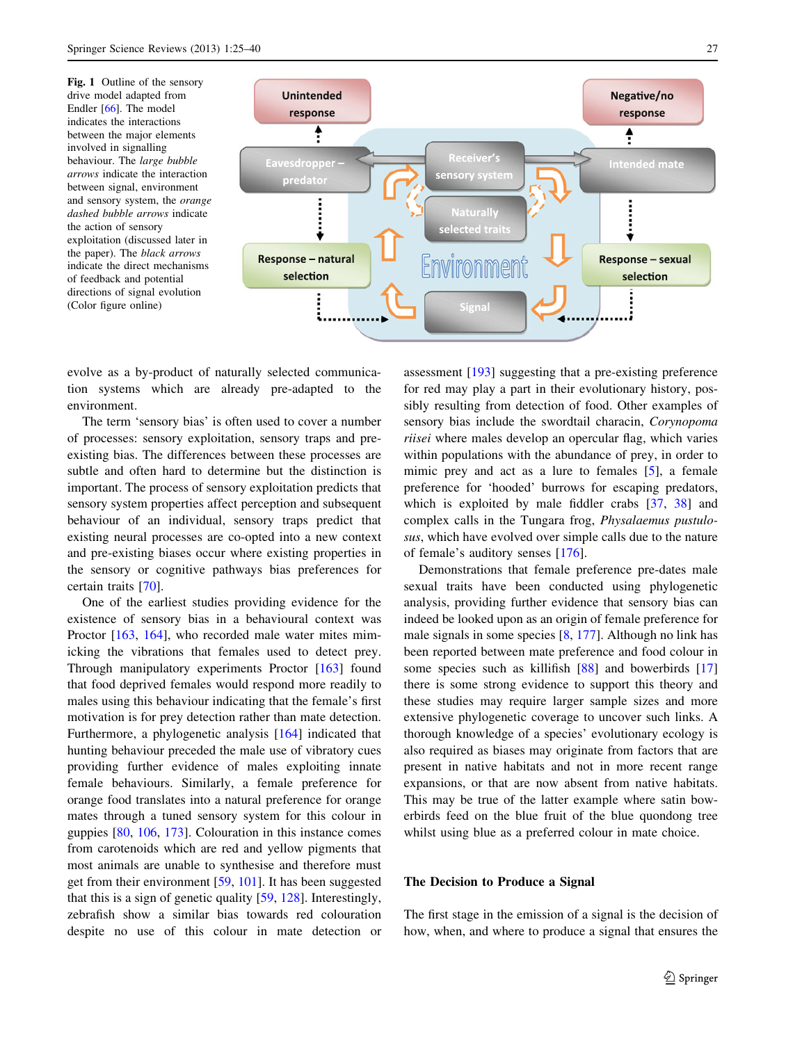**Fig. 1** Outline of the sensory drive model adapted from Endler [66]. The model indicates the interactions between the major elements involved in signalling behaviour. The *large bubble arrows* indicate the interaction between signal, environment and sensory system, the *orange dashed bubble arrows* indicate the action of sensory exploitation (discussed later in the paper). The *black arrows* indicate the direct mechanisms of feedback and potential directions of signal evolution (Color figure online)

evolve as a by-product of naturally selected communication systems which are already pre-adapted to the environment.

The term 'sensory bias' is often used to cover a number of processes: sensory exploitation, sensory traps and pre-existing bias. The differences between these processes are subtle and often hard to determine but the distinction is important. The process of sensory exploitation predicts that sensory system properties affect perception and subsequent behaviour of an individual, sensory traps predict that existing neural processes are co-opted into a new context and pre-existing biases occur where existing properties in the sensory or cognitive pathways bias preferences for certain traits [70].

One of the earliest studies providing evidence for the existence of sensory bias in a behavioural context was Proctor [163, 164], who recorded male water mites mimicking the vibrations that females used to detect prey. Through manipulatory experiments Proctor [163] found that food deprived females would respond more readily to males using this behaviour indicating that the female's first motivation is for prey detection rather than mate detection. Furthermore, a phylogenetic analysis [164] indicated that hunting behaviour preceded the male use of vibratory cues providing further evidence of males exploiting innate female behaviours. Similarly, a female preference for orange food translates into a natural preference for orange mates through a tuned sensory system for this colour in guppies [80, 106, 173]. Colouration in this instance comes from carotenoids which are red and yellow pigments that most animals are unable to synthesise and therefore must get from their environment [59, 101]. It has been suggested that this is a sign of genetic quality [59, 128]. Interestingly, zebrafish show a similar bias towards red colouration despite no use of this colour in mate detection or assessment [193] suggesting that a pre-existing preference for red may play a part in their evolutionary history, possibly resulting from detection of food. Other examples of sensory bias include the swordtail characin, *Corynopoma riisei* where males develop an opercular flag, which varies within populations with the abundance of prey, in order to mimic prey and act as a lure to females [5], a female preference for 'hooded' burrows for escaping predators, which is exploited by male fiddler crabs [37, 38] and complex calls in the Tungara frog, *Physalaemus pustulosus*, which have evolved over simple calls due to the nature of female's auditory senses [176].

Demonstrations that female preference pre-dates male sexual traits have been conducted using phylogenetic analysis, providing further evidence that sensory bias can indeed be looked upon as an origin of female preference for male signals in some species [8, 177]. Although no link has been reported between mate preference and food colour in some species such as killifish [88] and bowerbirds [17] there is some strong evidence to support this theory and these studies may require larger sample sizes and more extensive phylogenetic coverage to uncover such links. A thorough knowledge of a species' evolutionary ecology is also required as biases may originate from factors that are present in native habitats and not in more recent range expansions, or that are now absent from native habitats. This may be true of the latter example where satin bowerbirds feed on the blue fruit of the blue quondong tree whilst using blue as a preferred colour in mate choice.

## The Decision to Produce a Signal

The first stage in the emission of a signal is the decision of how, when, and where to produce a signal that ensures the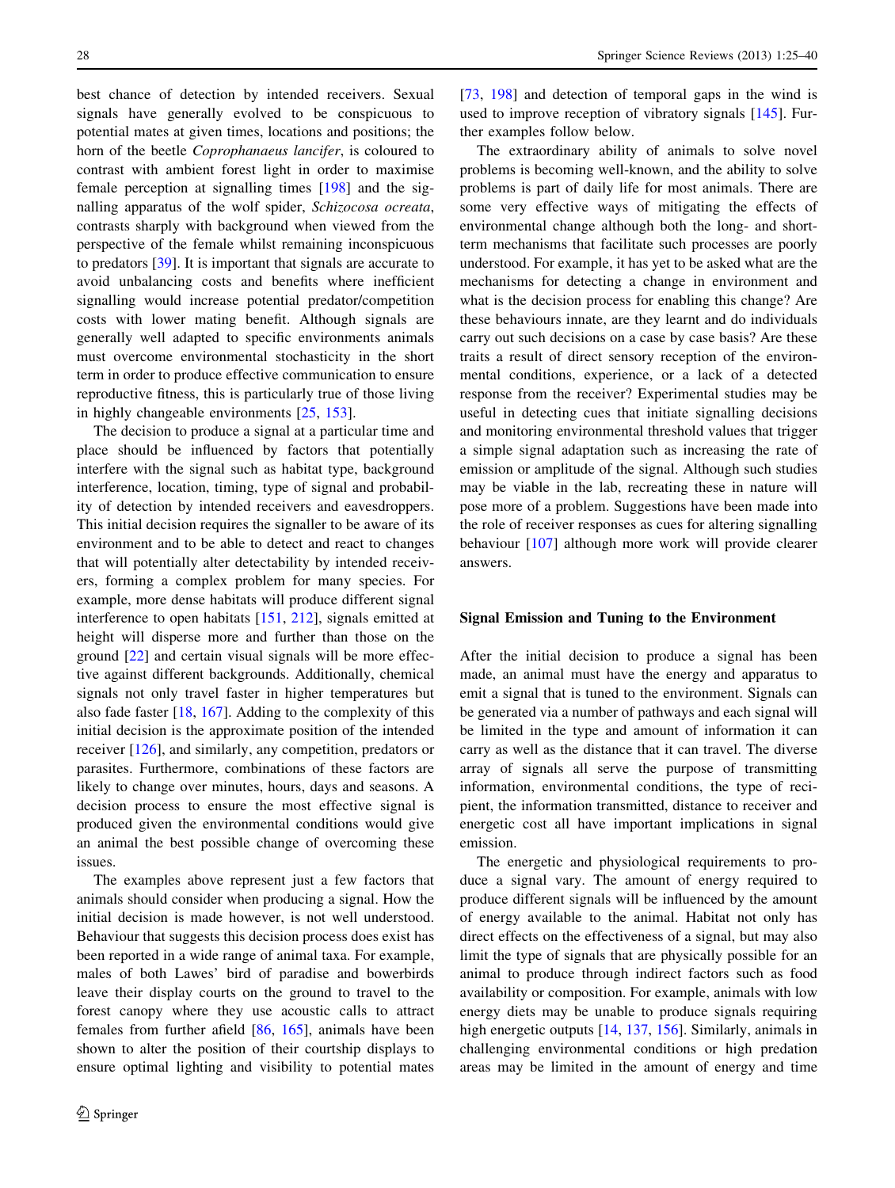best chance of detection by intended receivers. Sexual signals have generally evolved to be conspicuous to potential mates at given times, locations and positions; the horn of the beetle *Coprophanaeus lancifer*, is coloured to contrast with ambient forest light in order to maximise female perception at signalling times [198] and the signalling apparatus of the wolf spider, *Schizocosa ocreata*, contrasts sharply with background when viewed from the perspective of the female whilst remaining inconspicuous to predators [39]. It is important that signals are accurate to avoid unbalancing costs and benefits where inefficient signalling would increase potential predator/competition costs with lower mating benefit. Although signals are generally well adapted to specific environments animals must overcome environmental stochasticity in the short term in order to produce effective communication to ensure reproductive fitness, this is particularly true of those living in highly changeable environments [25, 153].

The decision to produce a signal at a particular time and place should be influenced by factors that potentially interfere with the signal such as habitat type, background interference, location, timing, type of signal and probability of detection by intended receivers and eavesdroppers. This initial decision requires the signaller to be aware of its environment and to be able to detect and react to changes that will potentially alter detectability by intended receivers, forming a complex problem for many species. For example, more dense habitats will produce different signal interference to open habitats [151, 212], signals emitted at height will disperse more and further than those on the ground [22] and certain visual signals will be more effective against different backgrounds. Additionally, chemical signals not only travel faster in higher temperatures but also fade faster [18, 167]. Adding to the complexity of this initial decision is the approximate position of the intended receiver [126], and similarly, any competition, predators or parasites. Furthermore, combinations of these factors are likely to change over minutes, hours, days and seasons. A decision process to ensure the most effective signal is produced given the environmental conditions would give an animal the best possible change of overcoming these issues.

The examples above represent just a few factors that animals should consider when producing a signal. How the initial decision is made however, is not well understood. Behaviour that suggests this decision process does exist has been reported in a wide range of animal taxa. For example, males of both Lawes' bird of paradise and bowerbirds leave their display courts on the ground to travel to the forest canopy where they use acoustic calls to attract females from further afield [86, 165], animals have been shown to alter the position of their courtship displays to ensure optimal lighting and visibility to potential mates [73, 198] and detection of temporal gaps in the wind is used to improve reception of vibratory signals [145]. Further examples follow below.

The extraordinary ability of animals to solve novel problems is becoming well-known, and the ability to solve problems is part of daily life for most animals. There are some very effective ways of mitigating the effects of environmental change although both the long- and short-term mechanisms that facilitate such processes are poorly understood. For example, it has yet to be asked what are the mechanisms for detecting a change in environment and what is the decision process for enabling this change? Are these behaviours innate, are they learnt and do individuals carry out such decisions on a case by case basis? Are these traits a result of direct sensory reception of the environmental conditions, experience, or a lack of a detected response from the receiver? Experimental studies may be useful in detecting cues that initiate signalling decisions and monitoring environmental threshold values that trigger a simple signal adaptation such as increasing the rate of emission or amplitude of the signal. Although such studies may be viable in the lab, recreating these in nature will pose more of a problem. Suggestions have been made into the role of receiver responses as cues for altering signalling behaviour [107] although more work will provide clearer answers.

## Signal Emission and Tuning to the Environment

After the initial decision to produce a signal has been made, an animal must have the energy and apparatus to emit a signal that is tuned to the environment. Signals can be generated via a number of pathways and each signal will be limited in the type and amount of information it can carry as well as the distance that it can travel. The diverse array of signals all serve the purpose of transmitting information, environmental conditions, the type of recipient, the information transmitted, distance to receiver and energetic cost all have important implications in signal emission.

The energetic and physiological requirements to produce a signal vary. The amount of energy required to produce different signals will be influenced by the amount of energy available to the animal. Habitat not only has direct effects on the effectiveness of a signal, but may also limit the type of signals that are physically possible for an animal to produce through indirect factors such as food availability or composition. For example, animals with low energy diets may be unable to produce signals requiring high energetic outputs [14, 137, 156]. Similarly, animals in challenging environmental conditions or high predation areas may be limited in the amount of energy and time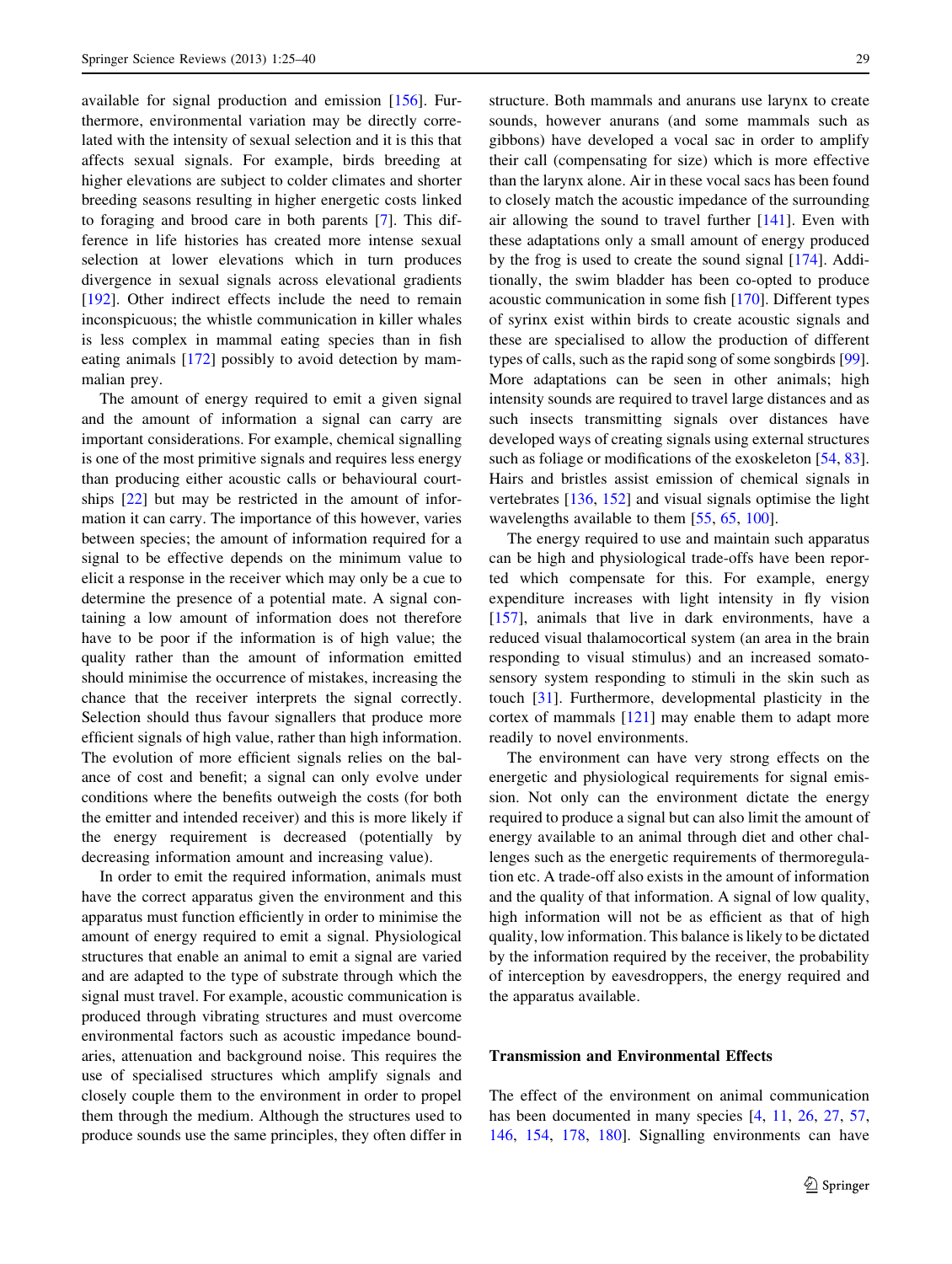available for signal production and emission [156]. Furthermore, environmental variation may be directly correlated with the intensity of sexual selection and it is this that affects sexual signals. For example, birds breeding at higher elevations are subject to colder climates and shorter breeding seasons resulting in higher energetic costs linked to foraging and brood care in both parents [7]. This difference in life histories has created more intense sexual selection at lower elevations which in turn produces divergence in sexual signals across elevational gradients [192]. Other indirect effects include the need to remain inconspicuous; the whistle communication in killer whales is less complex in mammal eating species than in fish eating animals [172] possibly to avoid detection by mammalian prey.

The amount of energy required to emit a given signal and the amount of information a signal can carry are important considerations. For example, chemical signalling is one of the most primitive signals and requires less energy than producing either acoustic calls or behavioural courtships [22] but may be restricted in the amount of information it can carry. The importance of this however, varies between species; the amount of information required for a signal to be effective depends on the minimum value to elicit a response in the receiver which may only be a cue to determine the presence of a potential mate. A signal containing a low amount of information does not therefore have to be poor if the information is of high value; the quality rather than the amount of information emitted should minimise the occurrence of mistakes, increasing the chance that the receiver interprets the signal correctly. Selection should thus favour signallers that produce more efficient signals of high value, rather than high information. The evolution of more efficient signals relies on the balance of cost and benefit; a signal can only evolve under conditions where the benefits outweigh the costs (for both the emitter and intended receiver) and this is more likely if the energy requirement is decreased (potentially by decreasing information amount and increasing value).

In order to emit the required information, animals must have the correct apparatus given the environment and this apparatus must function efficiently in order to minimise the amount of energy required to emit a signal. Physiological structures that enable an animal to emit a signal are varied and are adapted to the type of substrate through which the signal must travel. For example, acoustic communication is produced through vibrating structures and must overcome environmental factors such as acoustic impedance boundaries, attenuation and background noise. This requires the use of specialised structures which amplify signals and closely couple them to the environment in order to propel them through the medium. Although the structures used to produce sounds use the same principles, they often differ in structure. Both mammals and anurans use larynx to create sounds, however anurans (and some mammals such as gibbons) have developed a vocal sac in order to amplify their call (compensating for size) which is more effective than the larynx alone. Air in these vocal sacs has been found to closely match the acoustic impedance of the surrounding air allowing the sound to travel further [141]. Even with these adaptations only a small amount of energy produced by the frog is used to create the sound signal [174]. Additionally, the swim bladder has been co-opted to produce acoustic communication in some fish [170]. Different types of syrinx exist within birds to create acoustic signals and these are specialised to allow the production of different types of calls, such as the rapid song of some songbirds [99]. More adaptations can be seen in other animals; high intensity sounds are required to travel large distances and as such insects transmitting signals over distances have developed ways of creating signals using external structures such as foliage or modifications of the exoskeleton [54, 83]. Hairs and bristles assist emission of chemical signals in vertebrates [136, 152] and visual signals optimise the light wavelengths available to them [55, 65, 100].

The energy required to use and maintain such apparatus can be high and physiological trade-offs have been reported which compensate for this. For example, energy expenditure increases with light intensity in fly vision [157], animals that live in dark environments, have a reduced visual thalamocortical system (an area in the brain responding to visual stimulus) and an increased somatosensory system responding to stimuli in the skin such as touch [31]. Furthermore, developmental plasticity in the cortex of mammals [121] may enable them to adapt more readily to novel environments.

The environment can have very strong effects on the energetic and physiological requirements for signal emission. Not only can the environment dictate the energy required to produce a signal but can also limit the amount of energy available to an animal through diet and other challenges such as the energetic requirements of thermoregulation etc. A trade-off also exists in the amount of information and the quality of that information. A signal of low quality, high information will not be as efficient as that of high quality, low information. This balance is likely to be dictated by the information required by the receiver, the probability of interception by eavesdroppers, the energy required and the apparatus available.

## Transmission and Environmental Effects

The effect of the environment on animal communication has been documented in many species [4, 11, 26, 27, 57, 146, 154, 178, 180]. Signalling environments can have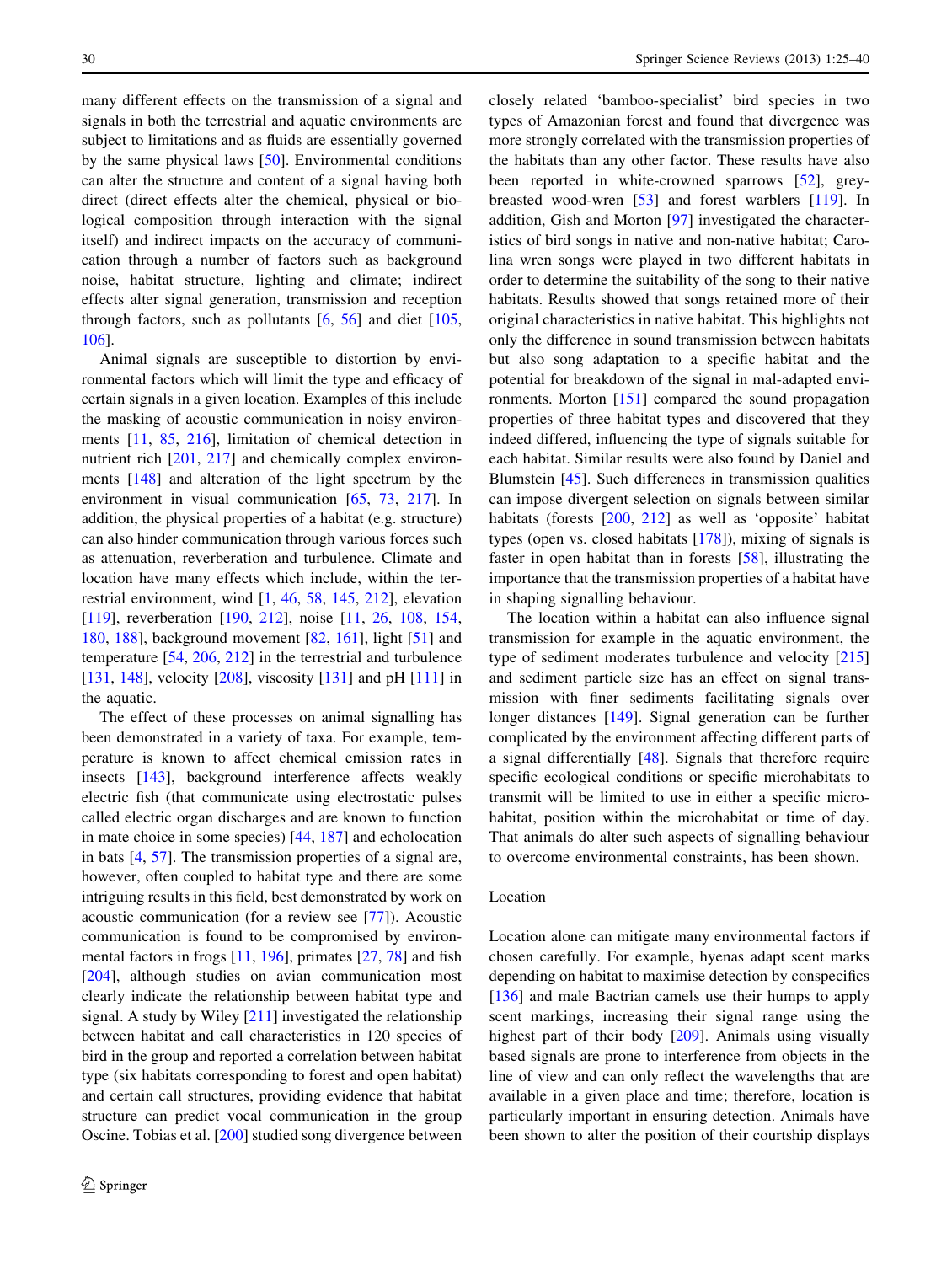many different effects on the transmission of a signal and signals in both the terrestrial and aquatic environments are subject to limitations and as fluids are essentially governed by the same physical laws [50]. Environmental conditions can alter the structure and content of a signal having both direct (direct effects alter the chemical, physical or biological composition through interaction with the signal itself) and indirect impacts on the accuracy of communication through a number of factors such as background noise, habitat structure, lighting and climate; indirect effects alter signal generation, transmission and reception through factors, such as pollutants [6, 56] and diet [105, 106].

Animal signals are susceptible to distortion by environmental factors which will limit the type and efficacy of certain signals in a given location. Examples of this include the masking of acoustic communication in noisy environments [11, 85, 216], limitation of chemical detection in nutrient rich [201, 217] and chemically complex environments [148] and alteration of the light spectrum by the environment in visual communication [65, 73, 217]. In addition, the physical properties of a habitat (e.g. structure) can also hinder communication through various forces such as attenuation, reverberation and turbulence. Climate and location have many effects which include, within the terrestrial environment, wind [1, 46, 58, 145, 212], elevation [119], reverberation [190, 212], noise [11, 26, 108, 154, 180, 188], background movement [82, 161], light [51] and temperature [54, 206, 212] in the terrestrial and turbulence [131, 148], velocity [208], viscosity [131] and pH [111] in the aquatic.

The effect of these processes on animal signalling has been demonstrated in a variety of taxa. For example, temperature is known to affect chemical emission rates in insects [143], background interference affects weakly electric fish (that communicate using electrostatic pulses called electric organ discharges and are known to function in mate choice in some species) [44, 187] and echolocation in bats [4, 57]. The transmission properties of a signal are, however, often coupled to habitat type and there are some intriguing results in this field, best demonstrated by work on acoustic communication (for a review see [77]). Acoustic communication is found to be compromised by environmental factors in frogs [11, 196], primates [27, 78] and fish [204], although studies on avian communication most clearly indicate the relationship between habitat type and signal. A study by Wiley [211] investigated the relationship between habitat and call characteristics in 120 species of bird in the group and reported a correlation between habitat type (six habitats corresponding to forest and open habitat) and certain call structures, providing evidence that habitat structure can predict vocal communication in the group Oscine. Tobias et al. [200] studied song divergence between closely related 'bamboo-specialist' bird species in two types of Amazonian forest and found that divergence was more strongly correlated with the transmission properties of the habitats than any other factor. These results have also been reported in white-crowned sparrows [52], grey-breasted wood-wren [53] and forest warblers [119]. In addition, Gish and Morton [97] investigated the characteristics of bird songs in native and non-native habitat; Carolina wren songs were played in two different habitats in order to determine the suitability of the song to their native habitats. Results showed that songs retained more of their original characteristics in native habitat. This highlights not only the difference in sound transmission between habitats but also song adaptation to a specific habitat and the potential for breakdown of the signal in mal-adapted environments. Morton [151] compared the sound propagation properties of three habitat types and discovered that they indeed differed, influencing the type of signals suitable for each habitat. Similar results were also found by Daniel and Blumstein [45]. Such differences in transmission qualities can impose divergent selection on signals between similar habitats (forests [200, 212] as well as 'opposite' habitat types (open vs. closed habitats [178]), mixing of signals is faster in open habitat than in forests [58], illustrating the importance that the transmission properties of a habitat have in shaping signalling behaviour.

The location within a habitat can also influence signal transmission for example in the aquatic environment, the type of sediment moderates turbulence and velocity [215] and sediment particle size has an effect on signal transmission with finer sediments facilitating signals over longer distances [149]. Signal generation can be further complicated by the environment affecting different parts of a signal differentially [48]. Signals that therefore require specific ecological conditions or specific microhabitats to transmit will be limited to use in either a specific microhabitat, position within the microhabitat or time of day. That animals do alter such aspects of signalling behaviour to overcome environmental constraints, has been shown.

### Location

Location alone can mitigate many environmental factors if chosen carefully. For example, hyenas adapt scent marks depending on habitat to maximise detection by conspecifics [136] and male Bactrian camels use their humps to apply scent markings, increasing their signal range using the highest part of their body [209]. Animals using visually based signals are prone to interference from objects in the line of view and can only reflect the wavelengths that are available in a given place and time; therefore, location is particularly important in ensuring detection. Animals have been shown to alter the position of their courtship displays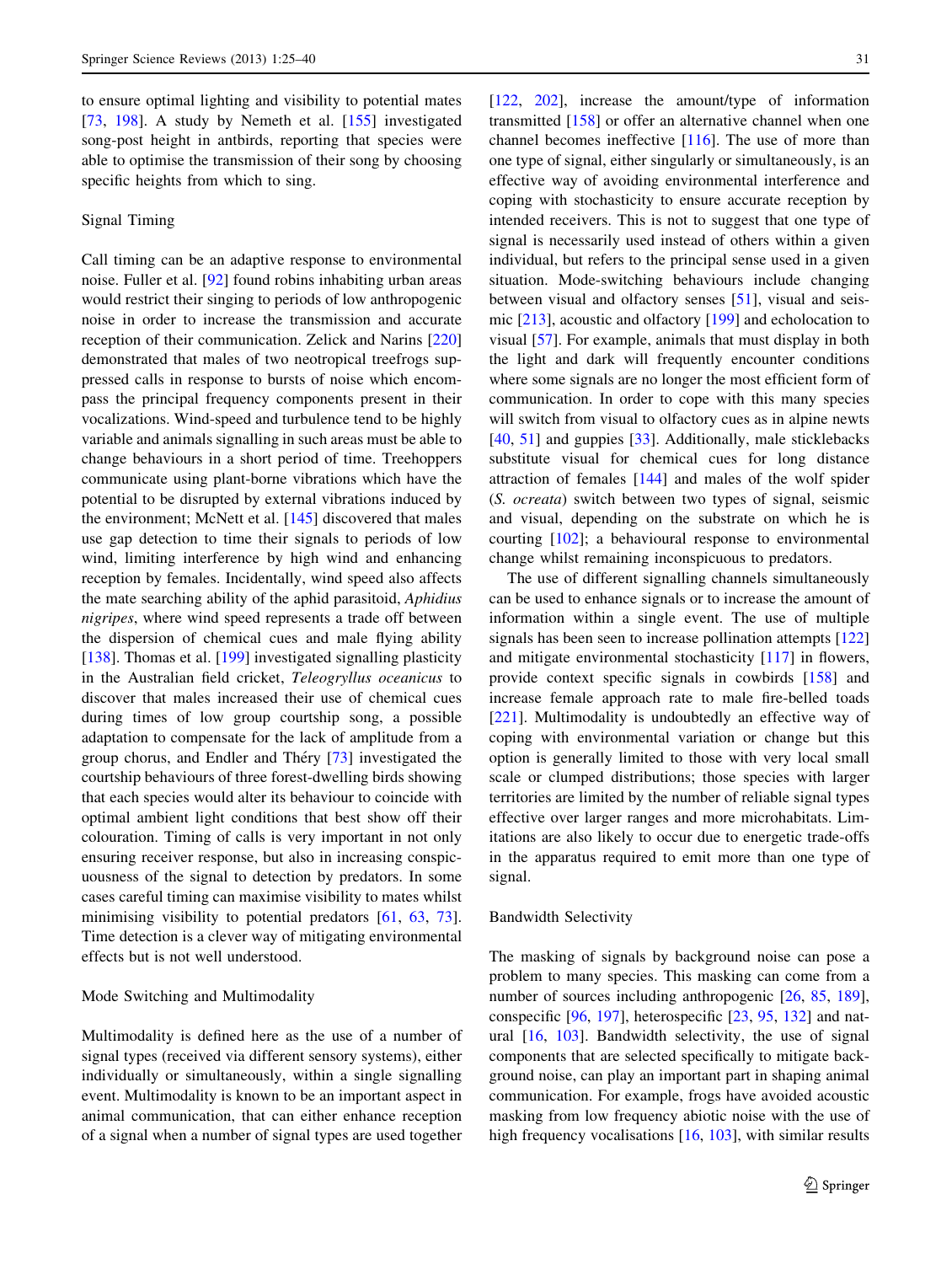to ensure optimal lighting and visibility to potential mates [73, 198]. A study by Nemeth et al. [155] investigated song-post height in antbirds, reporting that species were able to optimise the transmission of their song by choosing specific heights from which to sing.

### Signal Timing

Call timing can be an adaptive response to environmental noise. Fuller et al. [92] found robins inhabiting urban areas would restrict their singing to periods of low anthropogenic noise in order to increase the transmission and accurate reception of their communication. Zelick and Narins [220] demonstrated that males of two neotropical treefrogs suppressed calls in response to bursts of noise which encompass the principal frequency components present in their vocalizations. Wind-speed and turbulence tend to be highly variable and animals signalling in such areas must be able to change behaviours in a short period of time. Treehoppers communicate using plant-borne vibrations which have the potential to be disrupted by external vibrations induced by the environment; McNett et al. [145] discovered that males use gap detection to time their signals to periods of low wind, limiting interference by high wind and enhancing reception by females. Incidentally, wind speed also affects the mate searching ability of the aphid parasitoid, *Aphidius nigripes*, where wind speed represents a trade off between the dispersion of chemical cues and male flying ability [138]. Thomas et al. [199] investigated signalling plasticity in the Australian field cricket, *Teleogryllus oceanicus* to discover that males increased their use of chemical cues during times of low group courtship song, a possible adaptation to compensate for the lack of amplitude from a group chorus, and Endler and Théry [73] investigated the courtship behaviours of three forest-dwelling birds showing that each species would alter its behaviour to coincide with optimal ambient light conditions that best show off their colouration. Timing of calls is very important in not only ensuring receiver response, but also in increasing conspicuousness of the signal to detection by predators. In some cases careful timing can maximise visibility to mates whilst minimising visibility to potential predators [61, 63, 73]. Time detection is a clever way of mitigating environmental effects but is not well understood.

### Mode Switching and Multimodality

Multimodality is defined here as the use of a number of signal types (received via different sensory systems), either individually or simultaneously, within a single signalling event. Multimodality is known to be an important aspect in animal communication, that can either enhance reception of a signal when a number of signal types are used together [122, 202], increase the amount/type of information transmitted [158] or offer an alternative channel when one channel becomes ineffective [116]. The use of more than one type of signal, either singularly or simultaneously, is an effective way of avoiding environmental interference and coping with stochasticity to ensure accurate reception by intended receivers. This is not to suggest that one type of signal is necessarily used instead of others within a given individual, but refers to the principal sense used in a given situation. Mode-switching behaviours include changing between visual and olfactory senses [51], visual and seismic [213], acoustic and olfactory [199] and echolocation to visual [57]. For example, animals that must display in both the light and dark will frequently encounter conditions where some signals are no longer the most efficient form of communication. In order to cope with this many species will switch from visual to olfactory cues as in alpine newts [40, 51] and guppies [33]. Additionally, male sticklebacks substitute visual for chemical cues for long distance attraction of females [144] and males of the wolf spider (*S. ocreata*) switch between two types of signal, seismic and visual, depending on the substrate on which he is courting [102]; a behavioural response to environmental change whilst remaining inconspicuous to predators.

The use of different signalling channels simultaneously can be used to enhance signals or to increase the amount of information within a single event. The use of multiple signals has been seen to increase pollination attempts [122] and mitigate environmental stochasticity [117] in flowers, provide context specific signals in cowbirds [158] and increase female approach rate to male fire-belled toads [221]. Multimodality is undoubtedly an effective way of coping with environmental variation or change but this option is generally limited to those with very local small scale or clumped distributions; those species with larger territories are limited by the number of reliable signal types effective over larger ranges and more microhabitats. Limitations are also likely to occur due to energetic trade-offs in the apparatus required to emit more than one type of signal.

### Bandwidth Selectivity

The masking of signals by background noise can pose a problem to many species. This masking can come from a number of sources including anthropogenic [26, 85, 189], conspecific [96, 197], heterospecific [23, 95, 132] and natural [16, 103]. Bandwidth selectivity, the use of signal components that are selected specifically to mitigate background noise, can play an important part in shaping animal communication. For example, frogs have avoided acoustic masking from low frequency abiotic noise with the use of high frequency vocalisations [16, 103], with similar results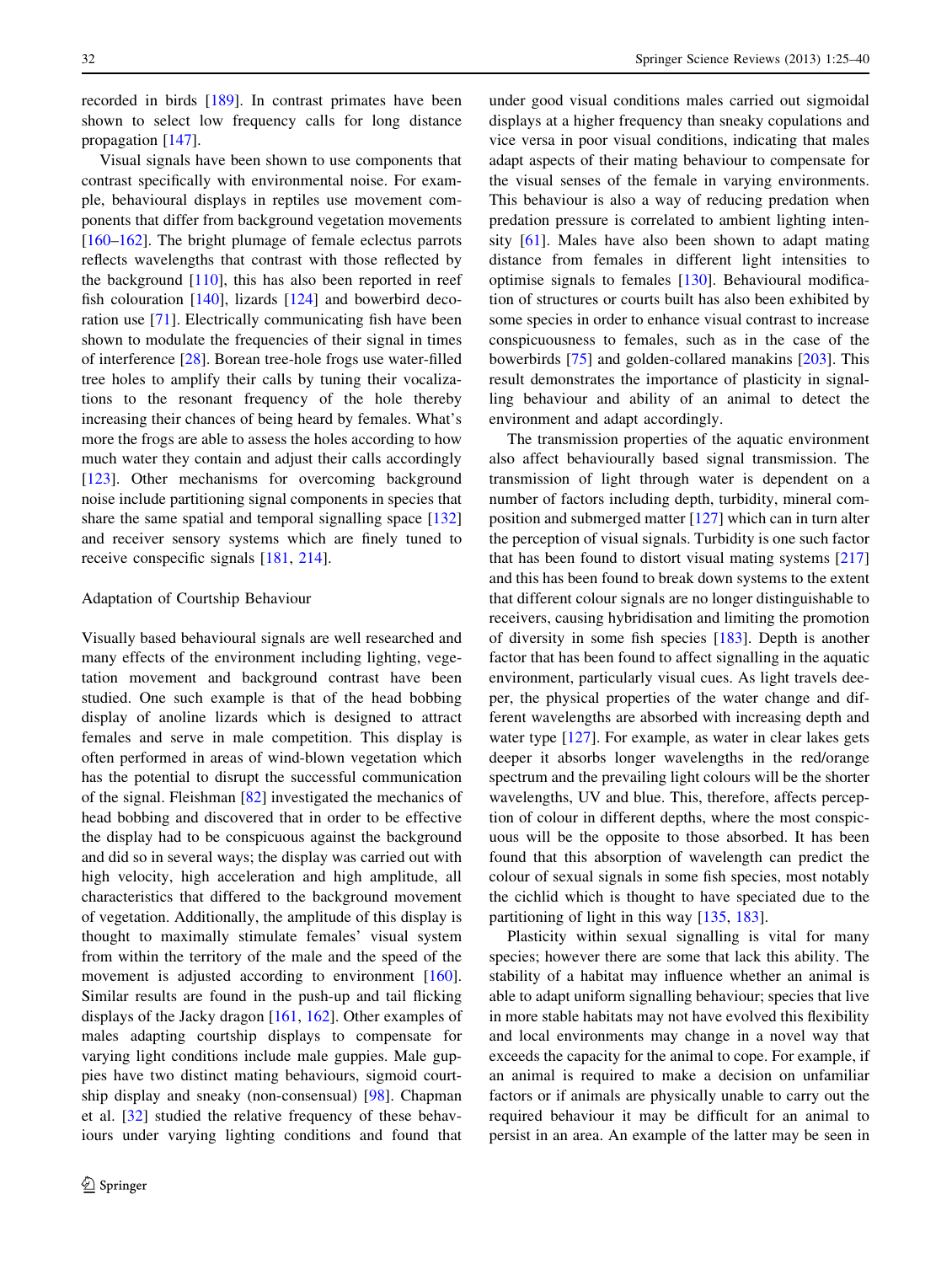recorded in birds [189]. In contrast primates have been shown to select low frequency calls for long distance propagation [147].

Visual signals have been shown to use components that contrast specifically with environmental noise. For example, behavioural displays in reptiles use movement components that differ from background vegetation movements [160–162]. The bright plumage of female eclectus parrots reflects wavelengths that contrast with those reflected by the background [110], this has also been reported in reef fish colouration [140], lizards [124] and bowerbird decoration use [71]. Electrically communicating fish have been shown to modulate the frequencies of their signal in times of interference [28]. Borean tree-hole frogs use water-filled tree holes to amplify their calls by tuning their vocalizations to the resonant frequency of the hole thereby increasing their chances of being heard by females. What's more the frogs are able to assess the holes according to how much water they contain and adjust their calls accordingly [123]. Other mechanisms for overcoming background noise include partitioning signal components in species that share the same spatial and temporal signalling space [132] and receiver sensory systems which are finely tuned to receive conspecific signals [181, 214].

## Adaptation of Courtship Behaviour

Visually based behavioural signals are well researched and many effects of the environment including lighting, vegetation movement and background contrast have been studied. One such example is that of the head bobbing display of anoline lizards which is designed to attract females and serve in male competition. This display is often performed in areas of wind-blown vegetation which has the potential to disrupt the successful communication of the signal. Fleishman [82] investigated the mechanics of head bobbing and discovered that in order to be effective the display had to be conspicuous against the background and did so in several ways; the display was carried out with high velocity, high acceleration and high amplitude, all characteristics that differed to the background movement of vegetation. Additionally, the amplitude of this display is thought to maximally stimulate females' visual system from within the territory of the male and the speed of the movement is adjusted according to environment [160]. Similar results are found in the push-up and tail flicking displays of the Jacky dragon [161, 162]. Other examples of males adapting courtship displays to compensate for varying light conditions include male guppies. Male guppies have two distinct mating behaviours, sigmoid courtship display and sneaky (non-consensual) [98]. Chapman et al. [32] studied the relative frequency of these behaviours under varying lighting conditions and found that under good visual conditions males carried out sigmoidal displays at a higher frequency than sneaky copulations and vice versa in poor visual conditions, indicating that males adapt aspects of their mating behaviour to compensate for the visual senses of the female in varying environments. This behaviour is also a way of reducing predation when predation pressure is correlated to ambient lighting intensity [61]. Males have also been shown to adapt mating distance from females in different light intensities to optimise signals to females [130]. Behavioural modification of structures or courts built has also been exhibited by some species in order to enhance visual contrast to increase conspicuousness to females, such as in the case of the bowerbirds [75] and golden-collared manakins [203]. This result demonstrates the importance of plasticity in signalling behaviour and ability of an animal to detect the environment and adapt accordingly.

The transmission properties of the aquatic environment also affect behaviourally based signal transmission. The transmission of light through water is dependent on a number of factors including depth, turbidity, mineral composition and submerged matter [127] which can in turn alter the perception of visual signals. Turbidity is one such factor that has been found to distort visual mating systems [217] and this has been found to break down systems to the extent that different colour signals are no longer distinguishable to receivers, causing hybridisation and limiting the promotion of diversity in some fish species [183]. Depth is another factor that has been found to affect signalling in the aquatic environment, particularly visual cues. As light travels deeper, the physical properties of the water change and different wavelengths are absorbed with increasing depth and water type [127]. For example, as water in clear lakes gets deeper it absorbs longer wavelengths in the red/orange spectrum and the prevailing light colours will be the shorter wavelengths, UV and blue. This, therefore, affects perception of colour in different depths, where the most conspicuous will be the opposite to those absorbed. It has been found that this absorption of wavelength can predict the colour of sexual signals in some fish species, most notably the cichlid which is thought to have speciated due to the partitioning of light in this way [135, 183].

Plasticity within sexual signalling is vital for many species; however there are some that lack this ability. The stability of a habitat may influence whether an animal is able to adapt uniform signalling behaviour; species that live in more stable habitats may not have evolved this flexibility and local environments may change in a novel way that exceeds the capacity for the animal to cope. For example, if an animal is required to make a decision on unfamiliar factors or if animals are physically unable to carry out the required behaviour it may be difficult for an animal to persist in an area. An example of the latter may be seen in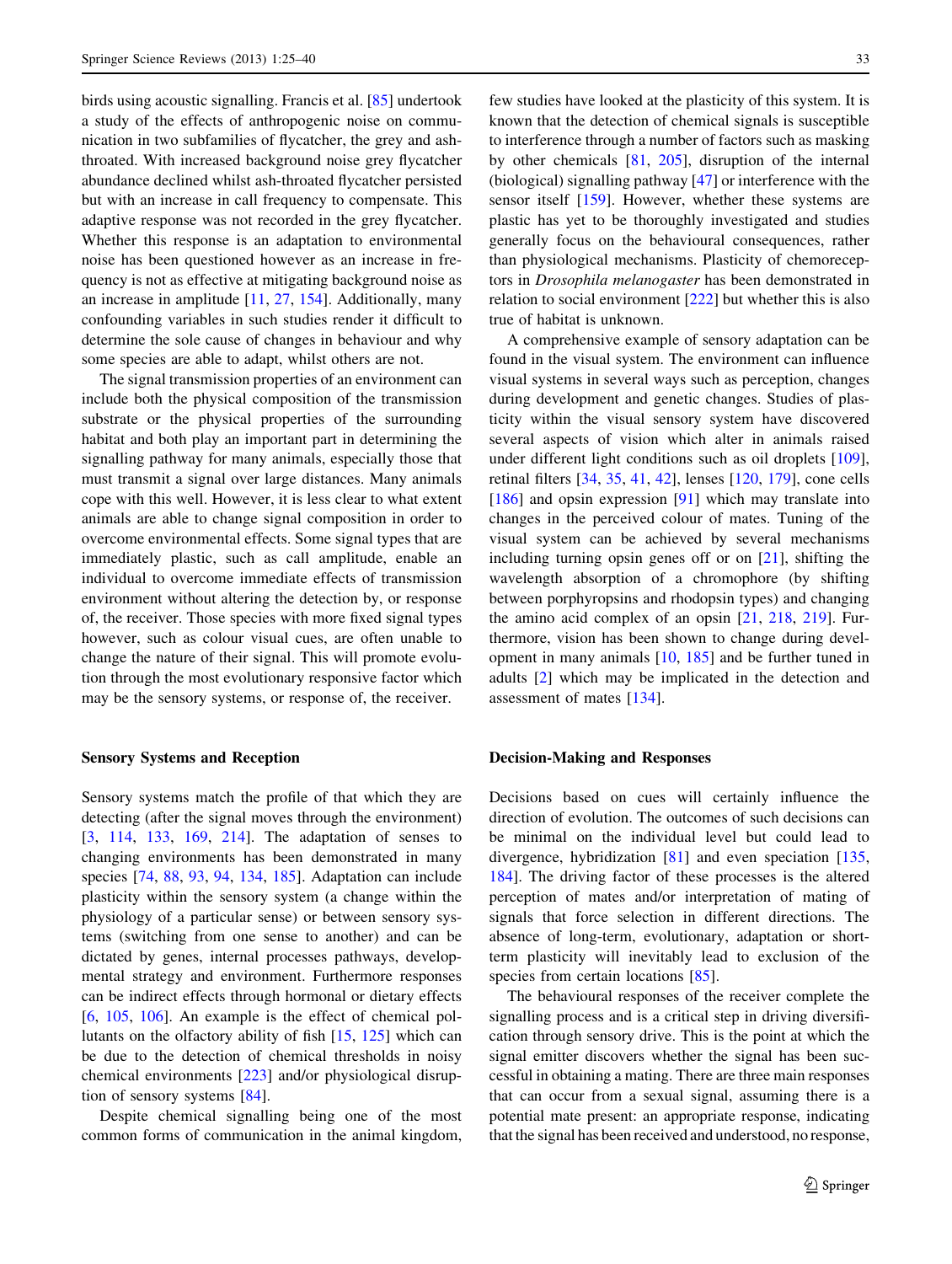birds using acoustic signalling. Francis et al. [85] undertook a study of the effects of anthropogenic noise on communication in two subfamilies of flycatcher, the grey and ash-throated. With increased background noise grey flycatcher abundance declined whilst ash-throated flycatcher persisted but with an increase in call frequency to compensate. This adaptive response was not recorded in the grey flycatcher. Whether this response is an adaptation to environmental noise has been questioned however as an increase in frequency is not as effective at mitigating background noise as an increase in amplitude [11, 27, 154]. Additionally, many confounding variables in such studies render it difficult to determine the sole cause of changes in behaviour and why some species are able to adapt, whilst others are not.

The signal transmission properties of an environment can include both the physical composition of the transmission substrate or the physical properties of the surrounding habitat and both play an important part in determining the signalling pathway for many animals, especially those that must transmit a signal over large distances. Many animals cope with this well. However, it is less clear to what extent animals are able to change signal composition in order to overcome environmental effects. Some signal types that are immediately plastic, such as call amplitude, enable an individual to overcome immediate effects of transmission environment without altering the detection by, or response of, the receiver. Those species with more fixed signal types however, such as colour visual cues, are often unable to change the nature of their signal. This will promote evolution through the most evolutionary responsive factor which may be the sensory systems, or response of, the receiver.

## Sensory Systems and Reception

Sensory systems match the profile of that which they are detecting (after the signal moves through the environment) [3, 114, 133, 169, 214]. The adaptation of senses to changing environments has been demonstrated in many species [74, 88, 93, 94, 134, 185]. Adaptation can include plasticity within the sensory system (a change within the physiology of a particular sense) or between sensory systems (switching from one sense to another) and can be dictated by genes, internal processes pathways, developmental strategy and environment. Furthermore responses can be indirect effects through hormonal or dietary effects [6, 105, 106]. An example is the effect of chemical pollutants on the olfactory ability of fish [15, 125] which can be due to the detection of chemical thresholds in noisy chemical environments [223] and/or physiological disruption of sensory systems [84].

Despite chemical signalling being one of the most common forms of communication in the animal kingdom, few studies have looked at the plasticity of this system. It is known that the detection of chemical signals is susceptible to interference through a number of factors such as masking by other chemicals [81, 205], disruption of the internal (biological) signalling pathway [47] or interference with the sensor itself [159]. However, whether these systems are plastic has yet to be thoroughly investigated and studies generally focus on the behavioural consequences, rather than physiological mechanisms. Plasticity of chemoreceptors in *Drosophila melanogaster* has been demonstrated in relation to social environment [222] but whether this is also true of habitat is unknown.

A comprehensive example of sensory adaptation can be found in the visual system. The environment can influence visual systems in several ways such as perception, changes during development and genetic changes. Studies of plasticity within the visual sensory system have discovered several aspects of vision which alter in animals raised under different light conditions such as oil droplets [109], retinal filters [34, 35, 41, 42], lenses [120, 179], cone cells [186] and opsin expression [91] which may translate into changes in the perceived colour of mates. Tuning of the visual system can be achieved by several mechanisms including turning opsin genes off or on [21], shifting the wavelength absorption of a chromophore (by shifting between porphyropsins and rhodopsin types) and changing the amino acid complex of an opsin [21, 218, 219]. Furthermore, vision has been shown to change during development in many animals [10, 185] and be further tuned in adults [2] which may be implicated in the detection and assessment of mates [134].

## Decision-Making and Responses

Decisions based on cues will certainly influence the direction of evolution. The outcomes of such decisions can be minimal on the individual level but could lead to divergence, hybridization [81] and even speciation [135, 184]. The driving factor of these processes is the altered perception of mates and/or interpretation of mating of signals that force selection in different directions. The absence of long-term, evolutionary, adaptation or short-term plasticity will inevitably lead to exclusion of the species from certain locations [85].

The behavioural responses of the receiver complete the signalling process and is a critical step in driving diversification through sensory drive. This is the point at which the signal emitter discovers whether the signal has been successful in obtaining a mating. There are three main responses that can occur from a sexual signal, assuming there is a potential mate present: an appropriate response, indicating that the signal has been received and understood, no response,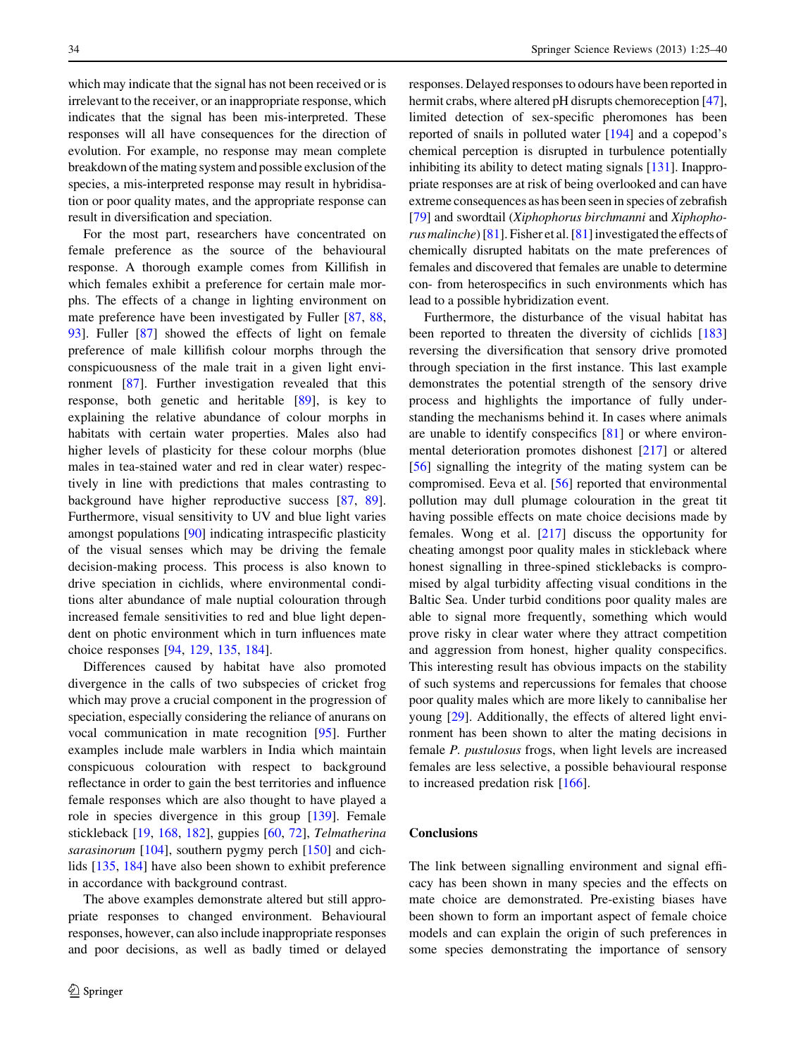which may indicate that the signal has not been received or is irrelevant to the receiver, or an inappropriate response, which indicates that the signal has been mis-interpreted. These responses will all have consequences for the direction of evolution. For example, no response may mean complete breakdown of the mating system and possible exclusion of the species, a mis-interpreted response may result in hybridisation or poor quality mates, and the appropriate response can result in diversification and speciation.

For the most part, researchers have concentrated on female preference as the source of the behavioural response. A thorough example comes from Killifish in which females exhibit a preference for certain male morphs. The effects of a change in lighting environment on mate preference have been investigated by Fuller [87, 88, 93]. Fuller [87] showed the effects of light on female preference of male killifish colour morphs through the conspicuousness of the male trait in a given light environment [87]. Further investigation revealed that this response, both genetic and heritable [89], is key to explaining the relative abundance of colour morphs in habitats with certain water properties. Males also had higher levels of plasticity for these colour morphs (blue males in tea-stained water and red in clear water) respectively in line with predictions that males contrasting to background have higher reproductive success [87, 89]. Furthermore, visual sensitivity to UV and blue light varies amongst populations [90] indicating intraspecific plasticity of the visual senses which may be driving the female decision-making process. This process is also known to drive speciation in cichlids, where environmental conditions alter abundance of male nuptial colouration through increased female sensitivities to red and blue light dependent on photic environment which in turn influences mate choice responses [94, 129, 135, 184].

Differences caused by habitat have also promoted divergence in the calls of two subspecies of cricket frog which may prove a crucial component in the progression of speciation, especially considering the reliance of anurans on vocal communication in mate recognition [95]. Further examples include male warblers in India which maintain conspicuous colouration with respect to background reflectance in order to gain the best territories and influence female responses which are also thought to have played a role in species divergence in this group [139]. Female stickleback [19, 168, 182], guppies [60, 72], *Telmatherina sarasinorum* [104], southern pygmy perch [150] and cichlids [135, 184] have also been shown to exhibit preference in accordance with background contrast.

The above examples demonstrate altered but still appropriate responses to changed environment. Behavioural responses, however, can also include inappropriate responses and poor decisions, as well as badly timed or delayed responses. Delayed responses to odours have been reported in hermit crabs, where altered pH disrupts chemoreception [47], limited detection of sex-specific pheromones has been reported of snails in polluted water [194] and a copepod's chemical perception is disrupted in turbulence potentially inhibiting its ability to detect mating signals [131]. Inappropriate responses are at risk of being overlooked and can have extreme consequences as has been seen in species of zebrafish [79] and swordtail (*Xiphophorus birchmanni* and *Xiphophorus malinche*) [81]. Fisher et al. [81] investigated the effects of chemically disrupted habitats on the mate preferences of females and discovered that females are unable to determine con- from heterospecifics in such environments which has lead to a possible hybridization event.

Furthermore, the disturbance of the visual habitat has been reported to threaten the diversity of cichlids [183] reversing the diversification that sensory drive promoted through speciation in the first instance. This last example demonstrates the potential strength of the sensory drive process and highlights the importance of fully understanding the mechanisms behind it. In cases where animals are unable to identify conspecifics [81] or where environmental deterioration promotes dishonest [217] or altered [56] signalling the integrity of the mating system can be compromised. Eeva et al. [56] reported that environmental pollution may dull plumage colouration in the great tit having possible effects on mate choice decisions made by females. Wong et al. [217] discuss the opportunity for cheating amongst poor quality males in stickleback where honest signalling in three-spined sticklebacks is compromised by algal turbidity affecting visual conditions in the Baltic Sea. Under turbid conditions poor quality males are able to signal more frequently, something which would prove risky in clear water where they attract competition and aggression from honest, higher quality conspecifics. This interesting result has obvious impacts on the stability of such systems and repercussions for females that choose poor quality males which are more likely to cannibalise her young [29]. Additionally, the effects of altered light environment has been shown to alter the mating decisions in female *P. pustulosus* frogs, when light levels are increased females are less selective, a possible behavioural response to increased predation risk [166].

## Conclusions

The link between signalling environment and signal efficacy has been shown in many species and the effects on mate choice are demonstrated. Pre-existing biases have been shown to form an important aspect of female choice models and can explain the origin of such preferences in some species demonstrating the importance of sensory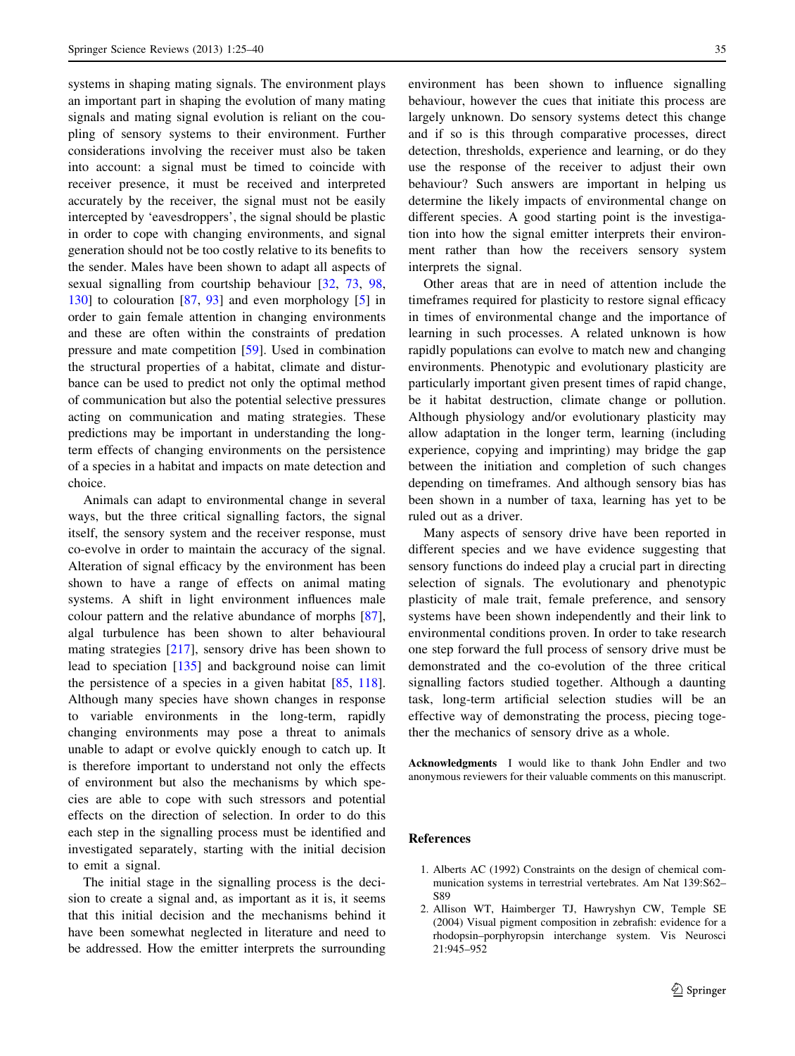systems in shaping mating signals. The environment plays an important part in shaping the evolution of many mating signals and mating signal evolution is reliant on the coupling of sensory systems to their environment. Further considerations involving the receiver must also be taken into account: a signal must be timed to coincide with receiver presence, it must be received and interpreted accurately by the receiver, the signal must not be easily intercepted by 'eavesdroppers', the signal should be plastic in order to cope with changing environments, and signal generation should not be too costly relative to its benefits to the sender. Males have been shown to adapt all aspects of sexual signalling from courtship behaviour [32, 73, 98, 130] to colouration [87, 93] and even morphology [5] in order to gain female attention in changing environments and these are often within the constraints of predation pressure and mate competition [59]. Used in combination the structural properties of a habitat, climate and disturbance can be used to predict not only the optimal method of communication but also the potential selective pressures acting on communication and mating strategies. These predictions may be important in understanding the long-term effects of changing environments on the persistence of a species in a habitat and impacts on mate detection and choice.

Animals can adapt to environmental change in several ways, but the three critical signalling factors, the signal itself, the sensory system and the receiver response, must co-evolve in order to maintain the accuracy of the signal. Alteration of signal efficacy by the environment has been shown to have a range of effects on animal mating systems. A shift in light environment influences male colour pattern and the relative abundance of morphs [87], algal turbulence has been shown to alter behavioural mating strategies [217], sensory drive has been shown to lead to speciation [135] and background noise can limit the persistence of a species in a given habitat [85, 118]. Although many species have shown changes in response to variable environments in the long-term, rapidly changing environments may pose a threat to animals unable to adapt or evolve quickly enough to catch up. It is therefore important to understand not only the effects of environment but also the mechanisms by which species are able to cope with such stressors and potential effects on the direction of selection. In order to do this each step in the signalling process must be identified and investigated separately, starting with the initial decision to emit a signal.

The initial stage in the signalling process is the decision to create a signal and, as important as it is, it seems that this initial decision and the mechanisms behind it have been somewhat neglected in literature and need to be addressed. How the emitter interprets the surrounding environment has been shown to influence signalling behaviour, however the cues that initiate this process are largely unknown. Do sensory systems detect this change and if so is this through comparative processes, direct detection, thresholds, experience and learning, or do they use the response of the receiver to adjust their own behaviour? Such answers are important in helping us determine the likely impacts of environmental change on different species. A good starting point is the investigation into how the signal emitter interprets their environment rather than how the receivers sensory system interprets the signal.

Other areas that are in need of attention include the timeframes required for plasticity to restore signal efficacy in times of environmental change and the importance of learning in such processes. A related unknown is how rapidly populations can evolve to match new and changing environments. Phenotypic and evolutionary plasticity are particularly important given present times of rapid change, be it habitat destruction, climate change or pollution. Although physiology and/or evolutionary plasticity may allow adaptation in the longer term, learning (including experience, copying and imprinting) may bridge the gap between the initiation and completion of such changes depending on timeframes. And although sensory bias has been shown in a number of taxa, learning has yet to be ruled out as a driver.

Many aspects of sensory drive have been reported in different species and we have evidence suggesting that sensory functions do indeed play a crucial part in directing selection of signals. The evolutionary and phenotypic plasticity of male trait, female preference, and sensory systems have been shown independently and their link to environmental conditions proven. In order to take research one step forward the full process of sensory drive must be demonstrated and the co-evolution of the three critical signalling factors studied together. Although a daunting task, long-term artificial selection studies will be an effective way of demonstrating the process, piecing together the mechanics of sensory drive as a whole.

**Acknowledgments** I would like to thank John Endler and two anonymous reviewers for their valuable comments on this manuscript.

## References

1. Alberts AC (1992) Constraints on the design of chemical communication systems in terrestrial vertebrates. Am Nat 139:S62–S89
2. Allison WT, Haimberger TJ, Hawryshyn CW, Temple SE (2004) Visual pigment composition in zebrafish: evidence for a rhodopsin–porphyropsin interchange system. Vis Neurosci 21:945–952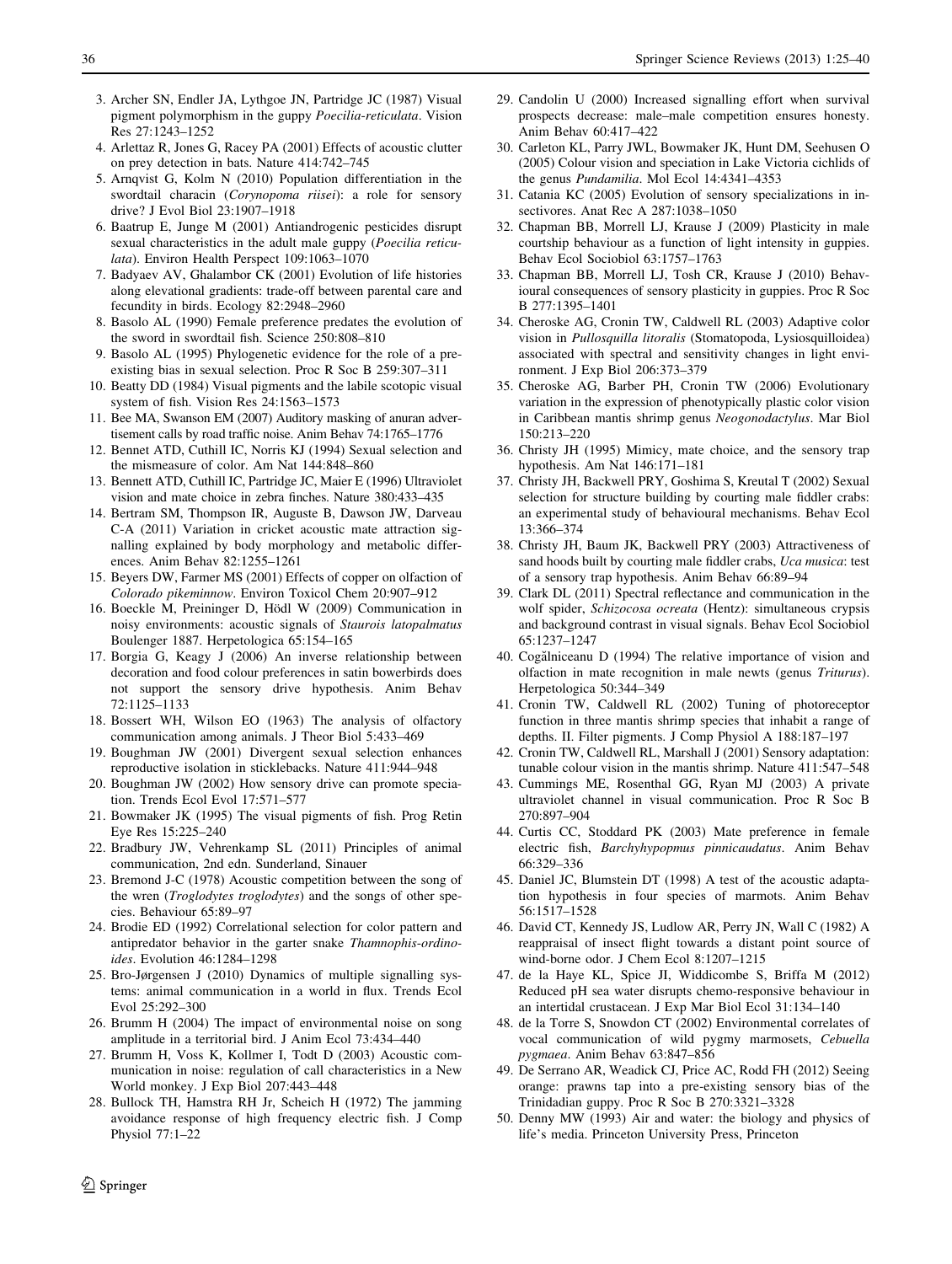3. Archer SN, Endler JA, Lythgoe JN, Partridge JC (1987) Visual pigment polymorphism in the guppy *Poecilia-reticulata*. Vision Res 27:1243–1252
4. Arlettaz R, Jones G, Racey PA (2001) Effects of acoustic clutter on prey detection in bats. Nature 414:742–745
5. Arnqvist G, Kolm N (2010) Population differentiation in the swordtail characin (*Corynopoma riisei*): a role for sensory drive? J Evol Biol 23:1907–1918
6. Baatrup E, Junge M (2001) Antiandrogenic pesticides disrupt sexual characteristics in the adult male guppy (*Poecilia reticulata*). Environ Health Perspect 109:1063–1070
7. Badyaev AV, Ghalambor CK (2001) Evolution of life histories along elevational gradients: trade-off between parental care and fecundity in birds. Ecology 82:2948–2960
8. Basolo AL (1990) Female preference predates the evolution of the sword in swordtail fish. Science 250:808–810
9. Basolo AL (1995) Phylogenetic evidence for the role of a pre-existing bias in sexual selection. Proc R Soc B 259:307–311
10. Beatty DD (1984) Visual pigments and the labile scotopic visual system of fish. Vision Res 24:1563–1573
11. Bee MA, Swanson EM (2007) Auditory masking of anuran advertisement calls by road traffic noise. Anim Behav 74:1765–1776
12. Bennet ATD, Cuthill IC, Norris KJ (1994) Sexual selection and the mismeasure of color. Am Nat 144:848–860
13. Bennett ATD, Cuthill IC, Partridge JC, Maier E (1996) Ultraviolet vision and mate choice in zebra finches. Nature 380:433–435
14. Bertram SM, Thompson IR, Auguste B, Dawson JW, Darveau C-A (2011) Variation in cricket acoustic mate attraction signalling explained by body morphology and metabolic differences. Anim Behav 82:1255–1261
15. Beyers DW, Farmer MS (2001) Effects of copper on olfaction of *Colorado pikeminnow*. Environ Toxicol Chem 20:907–912
16. Boeckle M, Preininger D, Hödl W (2009) Communication in noisy environments: acoustic signals of *Staurois latopalmatus* Boulenger 1887. Herpetologica 65:154–165
17. Borgia G, Keagy J (2006) An inverse relationship between decoration and food colour preferences in satin bowerbirds does not support the sensory drive hypothesis. Anim Behav 72:1125–1133
18. Bossert WH, Wilson EO (1963) The analysis of olfactory communication among animals. J Theor Biol 5:433–469
19. Boughman JW (2001) Divergent sexual selection enhances reproductive isolation in sticklebacks. Nature 411:944–948
20. Boughman JW (2002) How sensory drive can promote speciation. Trends Ecol Evol 17:571–577
21. Bowmaker JK (1995) The visual pigments of fish. Prog Retin Eye Res 15:225–240
22. Bradbury JW, Vehrenkamp SL (2011) Principles of animal communication, 2nd edn. Sunderland, Sinauer
23. Bremond J-C (1978) Acoustic competition between the song of the wren (*Troglodytes troglodytes*) and the songs of other species. Behaviour 65:89–97
24. Brodie ED (1992) Correlational selection for color pattern and antipredator behavior in the garter snake *Thamnophis-ordinoides*. Evolution 46:1284–1298
25. Bro-Jørgensen J (2010) Dynamics of multiple signalling systems: animal communication in a world in flux. Trends Ecol Evol 25:292–300
26. Brumm H (2004) The impact of environmental noise on song amplitude in a territorial bird. J Anim Ecol 73:434–440
27. Brumm H, Voss K, Kollmer I, Todt D (2003) Acoustic communication in noise: regulation of call characteristics in a New World monkey. J Exp Biol 207:443–448
28. Bullock TH, Hamstra RH Jr, Scheich H (1972) The jamming avoidance response of high frequency electric fish. J Comp Physiol 77:1–22
29. Candolin U (2000) Increased signalling effort when survival prospects decrease: male–male competition ensures honesty. Anim Behav 60:417–422
30. Carleton KL, Parry JWL, Bowmaker JK, Hunt DM, Seehusen O (2005) Colour vision and speciation in Lake Victoria cichlids of the genus *Pundamilia*. Mol Ecol 14:4341–4353
31. Catania KC (2005) Evolution of sensory specializations in insectivores. Anat Rec A 287:1038–1050
32. Chapman BB, Morrell LJ, Krause J (2009) Plasticity in male courtship behaviour as a function of light intensity in guppies. Behav Ecol Sociobiol 63:1757–1763
33. Chapman BB, Morrell LJ, Tosh CR, Krause J (2010) Behavioural consequences of sensory plasticity in guppies. Proc R Soc B 277:1395–1401
34. Cheroske AG, Cronin TW, Caldwell RL (2003) Adaptive color vision in *Pullosquilla litoralis* (Stomatopoda, Lysiosquilloidea) associated with spectral and sensitivity changes in light environment. J Exp Biol 206:373–379
35. Cheroske AG, Barber PH, Cronin TW (2006) Evolutionary variation in the expression of phenotypically plastic color vision in Caribbean mantis shrimp genus *Neogonodactylus*. Mar Biol 150:213–220
36. Christy JH (1995) Mimicy, mate choice, and the sensory trap hypothesis. Am Nat 146:171–181
37. Christy JH, Backwell PRY, Goshima S, Kreutal T (2002) Sexual selection for structure building by courting male fiddler crabs: an experimental study of behavioural mechanisms. Behav Ecol 13:366–374
38. Christy JH, Baum JK, Backwell PRY (2003) Attractiveness of sand hoods built by courting male fiddler crabs, *Uca musica*: test of a sensory trap hypothesis. Anim Behav 66:89–94
39. Clark DL (2011) Spectral reflectance and communication in the wolf spider, *Schizocosa ocreata* (Hentz): simultaneous crypsis and background contrast in visual signals. Behav Ecol Sociobiol 65:1237–1247
40. Cogălniceanu D (1994) The relative importance of vision and olfaction in mate recognition in male newts (genus *Triturus*). Herpetologica 50:344–349
41. Cronin TW, Caldwell RL (2002) Tuning of photoreceptor function in three mantis shrimp species that inhabit a range of depths. II. Filter pigments. J Comp Physiol A 188:187–197
42. Cronin TW, Caldwell RL, Marshall J (2001) Sensory adaptation: tunable colour vision in the mantis shrimp. Nature 411:547–548
43. Cummings ME, Rosenthal GG, Ryan MJ (2003) A private ultraviolet channel in visual communication. Proc R Soc B 270:897–904
44. Curtis CC, Stoddard PK (2003) Mate preference in female electric fish, *Barchyhypopmus pinnicaudatus*. Anim Behav 66:329–336
45. Daniel JC, Blumstein DT (1998) A test of the acoustic adaptation hypothesis in four species of marmots. Anim Behav 56:1517–1528
46. David CT, Kennedy JS, Ludlow AR, Perry JN, Wall C (1982) A reappraisal of insect flight towards a distant point source of wind-borne odor. J Chem Ecol 8:1207–1215
47. de la Haye KL, Spice JI, Widdicombe S, Briffa M (2012) Reduced pH sea water disrupts chemo-responsive behaviour in an intertidal crustacean. J Exp Mar Biol Ecol 31:134–140
48. de la Torre S, Snowdon CT (2002) Environmental correlates of vocal communication of wild pygmy marmosets, *Cebuella pygmaea*. Anim Behav 63:847–856
49. De Serrano AR, Weadick CJ, Price AC, Rodd FH (2012) Seeing orange: prawns tap into a pre-existing sensory bias of the Trinidadian guppy. Proc R Soc B 270:3321–3328
50. Denny MW (1993) Air and water: the biology and physics of life's media. Princeton University Press, Princeton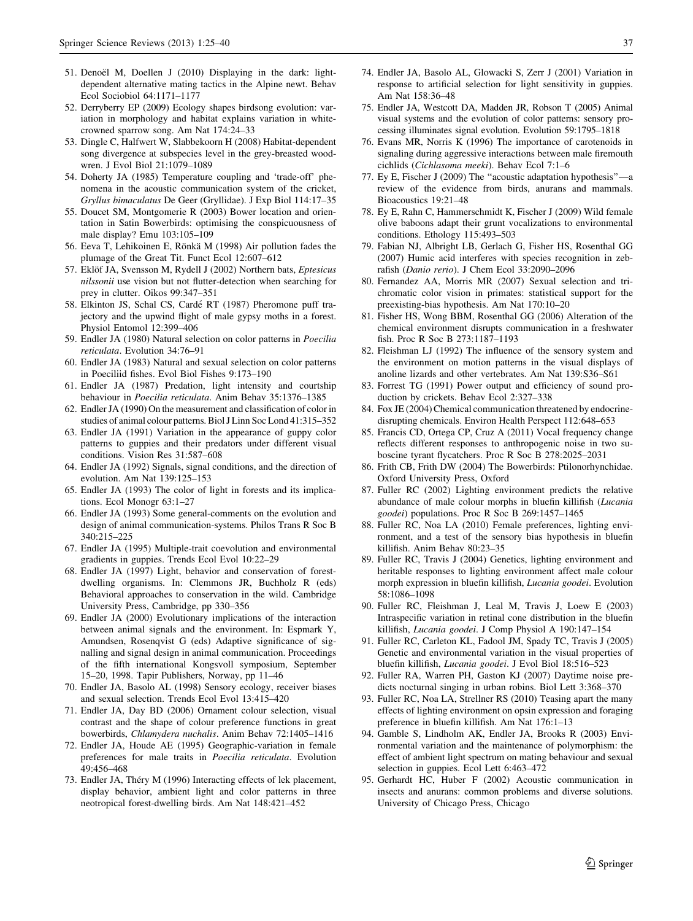51. Denoël M, Doellen J (2010) Displaying in the dark: light-dependent alternative mating tactics in the Alpine newt. Behav Ecol Sociobiol 64:1171–1177
52. Derryberry EP (2009) Ecology shapes birdsong evolution: variation in morphology and habitat explains variation in white-crowned sparrow song. Am Nat 174:24–33
53. Dingle C, Halfwert W, Slabbekoorn H (2008) Habitat-dependent song divergence at subspecies level in the grey-breasted wood-wren. J Evol Biol 21:1079–1089
54. Doherty JA (1985) Temperature coupling and 'trade-off' phenomena in the acoustic communication system of the cricket, *Gryllus bimaculatus* De Geer (Gryllidae). J Exp Biol 114:17–35
55. Doucet SM, Montgomerie R (2003) Bower location and orientation in Satin Bowerbirds: optimising the conspicuousness of male display? Emu 103:105–109
56. Eeva T, Lehikoinen E, Rönkä M (1998) Air pollution fades the plumage of the Great Tit. Funct Ecol 12:607–612
57. Eklöf JA, Svensson M, Rydell J (2002) Northern bats, *Eptesicus nilssonii* use vision but not flutter-detection when searching for prey in clutter. Oikos 99:347–351
58. Elkinton JS, Schal CS, Cardé RT (1987) Pheromone puff trajectory and the upwind flight of male gypsy moths in a forest. Physiol Entomol 12:399–406
59. Endler JA (1980) Natural selection on color patterns in *Poecilia reticulata*. Evolution 34:76–91
60. Endler JA (1983) Natural and sexual selection on color patterns in Poeciliid fishes. Evol Biol Fishes 9:173–190
61. Endler JA (1987) Predation, light intensity and courtship behaviour in *Poecilia reticulata*. Anim Behav 35:1376–1385
62. Endler JA (1990) On the measurement and classification of color in studies of animal colour patterns. Biol J Linn Soc Lond 41:315–352
63. Endler JA (1991) Variation in the appearance of guppy color patterns to guppies and their predators under different visual conditions. Vision Res 31:587–608
64. Endler JA (1992) Signals, signal conditions, and the direction of evolution. Am Nat 139:125–153
65. Endler JA (1993) The color of light in forests and its implications. Ecol Monogr 63:1–27
66. Endler JA (1993) Some general-comments on the evolution and design of animal communication-systems. Philos Trans R Soc B 340:215–225
67. Endler JA (1995) Multiple-trait coevolution and environmental gradients in guppies. Trends Ecol Evol 10:22–29
68. Endler JA (1997) Light, behavior and conservation of forest-dwelling organisms. In: Clemmons JR, Buchholz R (eds) Behavioral approaches to conservation in the wild. Cambridge University Press, Cambridge, pp 330–356
69. Endler JA (2000) Evolutionary implications of the interaction between animal signals and the environment. In: Espmark Y, Amundsen, Rosenqvist G (eds) Adaptive significance of signalling and signal design in animal communication. Proceedings of the fifth international Kongsvoll symposium, September 15–20, 1998. Tapir Publishers, Norway, pp 11–46
70. Endler JA, Basolo AL (1998) Sensory ecology, receiver biases and sexual selection. Trends Ecol Evol 13:415–420
71. Endler JA, Day BD (2006) Ornament colour selection, visual contrast and the shape of colour preference functions in great bowerbirds, *Chlamydera nuchalis*. Anim Behav 72:1405–1416
72. Endler JA, Houde AE (1995) Geographic-variation in female preferences for male traits in *Poecilia reticulata*. Evolution 49:456–468
73. Endler JA, Théry M (1996) Interacting effects of lek placement, display behavior, ambient light and color patterns in three neotropical forest-dwelling birds. Am Nat 148:421–452
74. Endler JA, Basolo AL, Glowacki S, Zerr J (2001) Variation in response to artificial selection for light sensitivity in guppies. Am Nat 158:36–48
75. Endler JA, Westcott DA, Madden JR, Robson T (2005) Animal visual systems and the evolution of color patterns: sensory processing illuminates signal evolution. Evolution 59:1795–1818
76. Evans MR, Norris K (1996) The importance of carotenoids in signaling during aggressive interactions between male firemouth cichlids (*Cichlasoma meeki*). Behav Ecol 7:1–6
77. Ey E, Fischer J (2009) The "acoustic adaptation hypothesis"—a review of the evidence from birds, anurans and mammals. Bioacoustics 19:21–48
78. Ey E, Rahn C, Hammerschmidt K, Fischer J (2009) Wild female olive baboons adapt their grunt vocalizations to environmental conditions. Ethology 115:493–503
79. Fabian NJ, Albright LB, Gerlach G, Fisher HS, Rosenthal GG (2007) Humic acid interferes with species recognition in zebrafish (*Danio rerio*). J Chem Ecol 33:2090–2096
80. Fernandez AA, Morris MR (2007) Sexual selection and trichromatic color vision in primates: statistical support for the preexisting-bias hypothesis. Am Nat 170:10–20
81. Fisher HS, Wong BBM, Rosenthal GG (2006) Alteration of the chemical environment disrupts communication in a freshwater fish. Proc R Soc B 273:1187–1193
82. Fleishman LJ (1992) The influence of the sensory system and the environment on motion patterns in the visual displays of anoline lizards and other vertebrates. Am Nat 139:S36–S61
83. Forrest TG (1991) Power output and efficiency of sound production by crickets. Behav Ecol 2:327–338
84. Fox JE (2004) Chemical communication threatened by endocrine-disrupting chemicals. Environ Health Perspect 112:648–653
85. Francis CD, Ortega CP, Cruz A (2011) Vocal frequency change reflects different responses to anthropogenic noise in two suboscine tyrant flycatchers. Proc R Soc B 278:2025–2031
86. Frith CB, Frith DW (2004) The Bowerbirds: Ptilonorhynchidae. Oxford University Press, Oxford
87. Fuller RC (2002) Lighting environment predicts the relative abundance of male colour morphs in bluefin killifish (*Lucania goodei*) populations. Proc R Soc B 269:1457–1465
88. Fuller RC, Noa LA (2010) Female preferences, lighting environment, and a test of the sensory bias hypothesis in bluefin killifish. Anim Behav 80:23–35
89. Fuller RC, Travis J (2004) Genetics, lighting environment and heritable responses to lighting environment affect male colour morph expression in bluefin killifish, *Lucania goodei*. Evolution 58:1086–1098
90. Fuller RC, Fleishman J, Leal M, Travis J, Loew E (2003) Intraspecific variation in retinal cone distribution in the bluefin killifish, *Lucania goodei*. J Comp Physiol A 190:147–154
91. Fuller RC, Carleton KL, Fadool JM, Spady TC, Travis J (2005) Genetic and environmental variation in the visual properties of bluefin killifish, *Lucania goodei*. J Evol Biol 18:516–523
92. Fuller RA, Warren PH, Gaston KJ (2007) Daytime noise predicts nocturnal singing in urban robins. Biol Lett 3:368–370
93. Fuller RC, Noa LA, Strellner RS (2010) Teasing apart the many effects of lighting environment on opsin expression and foraging preference in bluefin killifish. Am Nat 176:1–13
94. Gamble S, Lindholm AK, Endler JA, Brooks R (2003) Environmental variation and the maintenance of polymorphism: the effect of ambient light spectrum on mating behaviour and sexual selection in guppies. Ecol Lett 6:463–472
95. Gerhardt HC, Huber F (2002) Acoustic communication in insects and anurans: common problems and diverse solutions. University of Chicago Press, Chicago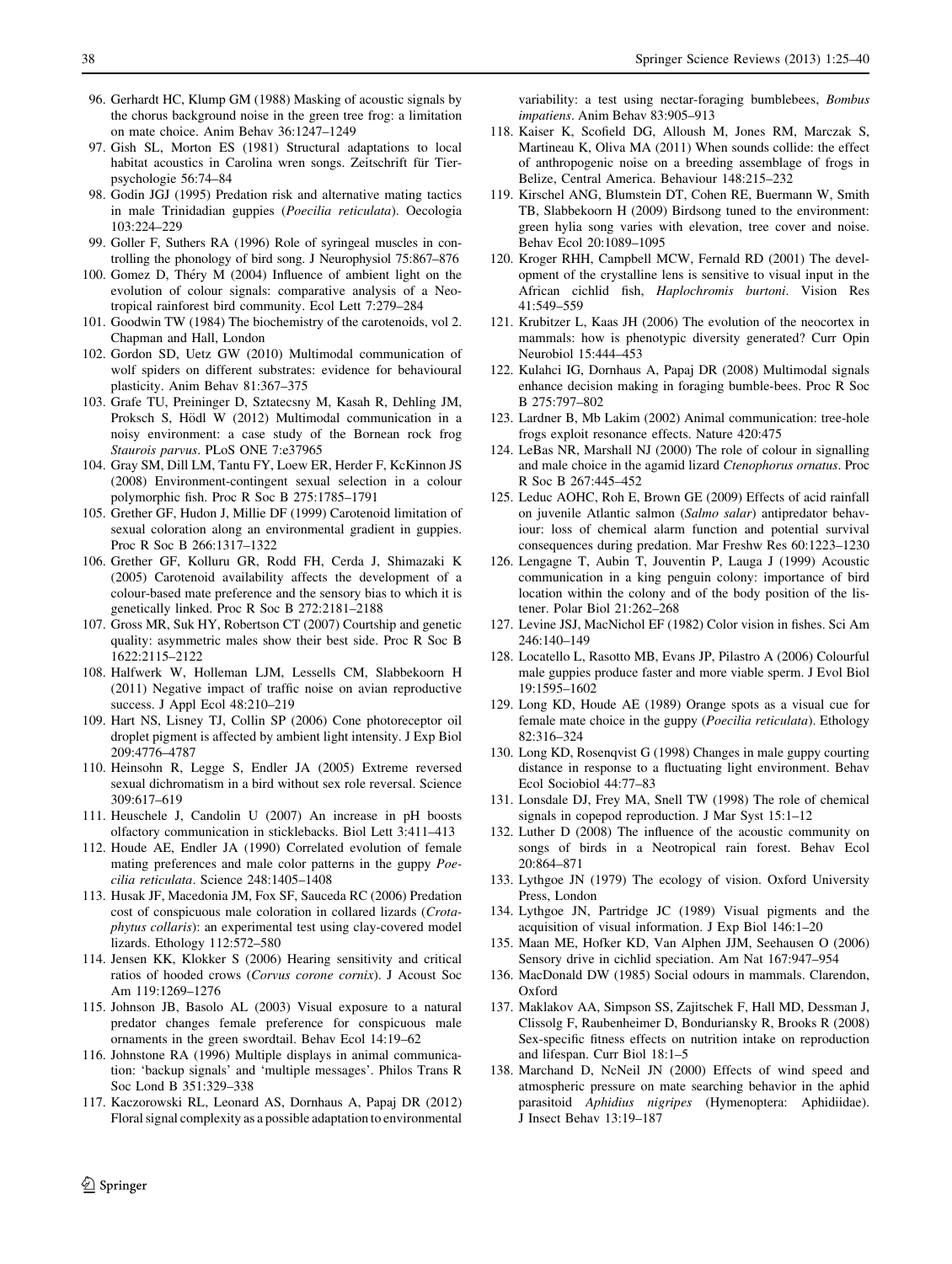96. Gerhardt HC, Klump GM (1988) Masking of acoustic signals by the chorus background noise in the green tree frog: a limitation on mate choice. Anim Behav 36:1247–1249
97. Gish SL, Morton ES (1981) Structural adaptations to local habitat acoustics in Carolina wren songs. Zeitschrift für Tierpsychologie 56:74–84
98. Godin JGJ (1995) Predation risk and alternative mating tactics in male Trinidadian guppies (*Poecilia reticulata*). Oecologia 103:224–229
99. Goller F, Suthers RA (1996) Role of syringeal muscles in controlling the phonology of bird song. J Neurophysiol 75:867–876
100. Gomez D, Théry M (2004) Influence of ambient light on the evolution of colour signals: comparative analysis of a Neotropical rainforest bird community. Ecol Lett 7:279–284
101. Goodwin TW (1984) The biochemistry of the carotenoids, vol 2. Chapman and Hall, London
102. Gordon SD, Uetz GW (2010) Multimodal communication of wolf spiders on different substrates: evidence for behavioural plasticity. Anim Behav 81:367–375
103. Grafe TU, Preininger D, Sztatecsny M, Kasah R, Dehling JM, Proksch S, Hödl W (2012) Multimodal communication in a noisy environment: a case study of the Bornean rock frog *Staurois parvus*. PLoS ONE 7:e37965
104. Gray SM, Dill LM, Tantu FY, Loew ER, Herder F, KcKinnon JS (2008) Environment-contingent sexual selection in a colour polymorphic fish. Proc R Soc B 275:1785–1791
105. Grether GF, Hudon J, Millie DF (1999) Carotenoid limitation of sexual coloration along an environmental gradient in guppies. Proc R Soc B 266:1317–1322
106. Grether GF, Kolluru GR, Rodd FH, Cerda J, Shimazaki K (2005) Carotenoid availability affects the development of a colour-based mate preference and the sensory bias to which it is genetically linked. Proc R Soc B 272:2181–2188
107. Gross MR, Suk HY, Robertson CT (2007) Courtship and genetic quality: asymmetric males show their best side. Proc R Soc B 1622:2115–2122
108. Halfwerk W, Holleman LJM, Lessells CM, Slabbekoorn H (2011) Negative impact of traffic noise on avian reproductive success. J Appl Ecol 48:210–219
109. Hart NS, Lisney TJ, Collin SP (2006) Cone photoreceptor oil droplet pigment is affected by ambient light intensity. J Exp Biol 209:4776–4787
110. Heinsohn R, Legge S, Endler JA (2005) Extreme reversed sexual dichromatism in a bird without sex role reversal. Science 309:617–619
111. Heuschele J, Candolin U (2007) An increase in pH boosts olfactory communication in sticklebacks. Biol Lett 3:411–413
112. Houde AE, Endler JA (1990) Correlated evolution of female mating preferences and male color patterns in the guppy *Poecilia reticulata*. Science 248:1405–1408
113. Husak JF, Macedonia JM, Fox SF, Sauceda RC (2006) Predation cost of conspicuous male coloration in collared lizards (*Crotaphytus collaris*): an experimental test using clay-covered model lizards. Ethology 112:572–580
114. Jensen KK, Klokker S (2006) Hearing sensitivity and critical ratios of hooded crows (*Corvus corone cornix*). J Acoust Soc Am 119:1269–1276
115. Johnson JB, Basolo AL (2003) Visual exposure to a natural predator changes female preference for conspicuous male ornaments in the green swordtail. Behav Ecol 14:19–62
116. Johnstone RA (1996) Multiple displays in animal communication: 'backup signals' and 'multiple messages'. Philos Trans R Soc Lond B 351:329–338
117. Kaczorowski RL, Leonard AS, Dornhaus A, Papaj DR (2012) Floral signal complexity as a possible adaptation to environmental variability: a test using nectar-foraging bumblebees, *Bombus impatiens*. Anim Behav 83:905–913
118. Kaiser K, Scofield DG, Alloush M, Jones RM, Marczak S, Martineau K, Oliva MA (2011) When sounds collide: the effect of anthropogenic noise on a breeding assemblage of frogs in Belize, Central America. Behaviour 148:215–232
119. Kirschel ANG, Blumstein DT, Cohen RE, Buermann W, Smith TB, Slabbekoorn H (2009) Birdsong tuned to the environment: green hylia song varies with elevation, tree cover and noise. Behav Ecol 20:1089–1095
120. Kroger RHH, Campbell MCW, Fernald RD (2001) The development of the crystalline lens is sensitive to visual input in the African cichlid fish, *Haplochromis burtoni*. Vision Res 41:549–559
121. Krubitzer L, Kaas JH (2006) The evolution of the neocortex in mammals: how is phenotypic diversity generated? Curr Opin Neurobiol 15:444–453
122. Kulahci IG, Dornhaus A, Papaj DR (2008) Multimodal signals enhance decision making in foraging bumble-bees. Proc R Soc B 275:797–802
123. Lardner B, Mb Lakim (2002) Animal communication: tree-hole frogs exploit resonance effects. Nature 420:475
124. LeBas NR, Marshall NJ (2000) The role of colour in signalling and male choice in the agamid lizard *Ctenophorus ornatus*. Proc R Soc B 267:445–452
125. Leduc AOHC, Roh E, Brown GE (2009) Effects of acid rainfall on juvenile Atlantic salmon (*Salmo salar*) antipredator behaviour: loss of chemical alarm function and potential survival consequences during predation. Mar Freshw Res 60:1223–1230
126. Lengagne T, Aubin T, Jouventin P, Lauga J (1999) Acoustic communication in a king penguin colony: importance of bird location within the colony and of the body position of the listener. Polar Biol 21:262–268
127. Levine JSJ, MacNichol EF (1982) Color vision in fishes. Sci Am 246:140–149
128. Locatello L, Rasotto MB, Evans JP, Pilastro A (2006) Colourful male guppies produce faster and more viable sperm. J Evol Biol 19:1595–1602
129. Long KD, Houde AE (1989) Orange spots as a visual cue for female mate choice in the guppy (*Poecilia reticulata*). Ethology 82:316–324
130. Long KD, Rosenqvist G (1998) Changes in male guppy courting distance in response to a fluctuating light environment. Behav Ecol Sociobiol 44:77–83
131. Lonsdale DJ, Frey MA, Snell TW (1998) The role of chemical signals in copepod reproduction. J Mar Syst 15:1–12
132. Luther D (2008) The influence of the acoustic community on songs of birds in a Neotropical rain forest. Behav Ecol 20:864–871
133. Lythgoe JN (1979) The ecology of vision. Oxford University Press, London
134. Lythgoe JN, Partridge JC (1989) Visual pigments and the acquisition of visual information. J Exp Biol 146:1–20
135. Maan ME, Hofker KD, Van Alphen JJM, Seehausen O (2006) Sensory drive in cichlid speciation. Am Nat 167:947–954
136. MacDonald DW (1985) Social odours in mammals. Clarendon, Oxford
137. Maklakov AA, Simpson SS, Zajitschek F, Hall MD, Dessman J, Clissolg F, Raubenheimer D, Bonduriansky R, Brooks R (2008) Sex-specific fitness effects on nutrition intake on reproduction and lifespan. Curr Biol 18:1–5
138. Marchand D, NcNeil JN (2000) Effects of wind speed and atmospheric pressure on mate searching behavior in the aphid parasitoid *Aphidius nigripes* (Hymenoptera: Aphidiidae). J Insect Behav 13:19–187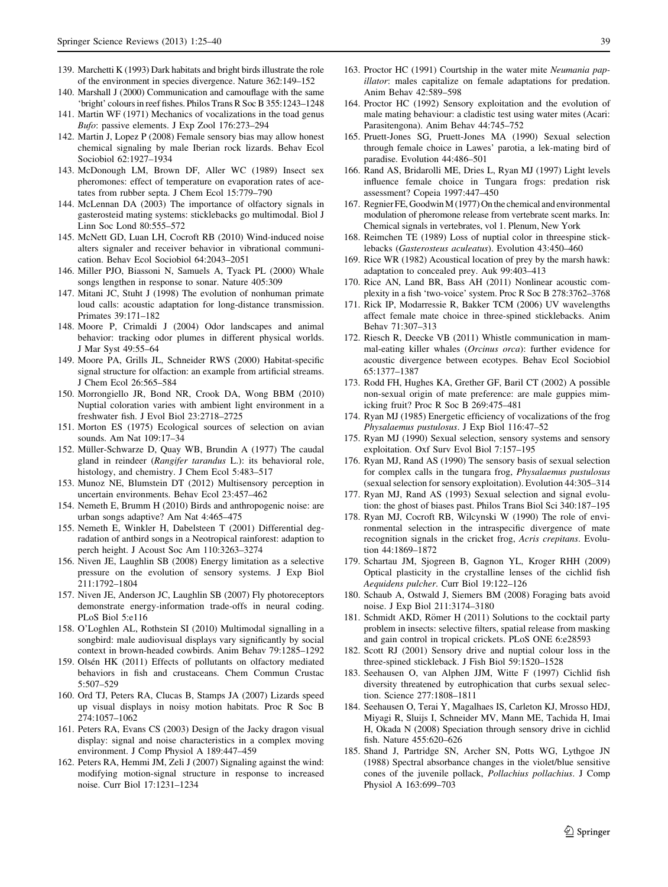139. Marchetti K (1993) Dark habitats and bright birds illustrate the role of the environment in species divergence. Nature 362:149–152
140. Marshall J (2000) Communication and camouflage with the same 'bright' colours in reef fishes. Philos Trans R Soc B 355:1243–1248
141. Martin WF (1971) Mechanics of vocalizations in the toad genus *Bufo*: passive elements. J Exp Zool 176:273–294
142. Martin J, Lopez P (2008) Female sensory bias may allow honest chemical signaling by male Iberian rock lizards. Behav Ecol Sociobiol 62:1927–1934
143. McDonough LM, Brown DF, Aller WC (1989) Insect sex pheromones: effect of temperature on evaporation rates of acetates from rubber septa. J Chem Ecol 15:779–790
144. McLennan DA (2003) The importance of olfactory signals in gasterosteid mating systems: sticklebacks go multimodal. Biol J Linn Soc Lond 80:555–572
145. McNett GD, Luan LH, Cocroft RB (2010) Wind-induced noise alters signaler and receiver behavior in vibrational communication. Behav Ecol Sociobiol 64:2043–2051
146. Miller PJO, Biassoni N, Samuels A, Tyack PL (2000) Whale songs lengthen in response to sonar. Nature 405:309
147. Mitani JC, Stuht J (1998) The evolution of nonhuman primate loud calls: acoustic adaptation for long-distance transmission. Primates 39:171–182
148. Moore P, Crimaldi J (2004) Odor landscapes and animal behavior: tracking odor plumes in different physical worlds. J Mar Syst 49:55–64
149. Moore PA, Grills JL, Schneider RWS (2000) Habitat-specific signal structure for olfaction: an example from artificial streams. J Chem Ecol 26:565–584
150. Morrongiello JR, Bond NR, Crook DA, Wong BBM (2010) Nuptial coloration varies with ambient light environment in a freshwater fish. J Evol Biol 23:2718–2725
151. Morton ES (1975) Ecological sources of selection on avian sounds. Am Nat 109:17–34
152. Müller-Schwarze D, Quay WB, Brundin A (1977) The caudal gland in reindeer (*Rangifer tarandus* L.): its behavioral role, histology, and chemistry. J Chem Ecol 5:483–517
153. Munoz NE, Blumstein DT (2012) Multisensory perception in uncertain environments. Behav Ecol 23:457–462
154. Nemeth E, Brumm H (2010) Birds and anthropogenic noise: are urban songs adaptive? Am Nat 4:465–475
155. Nemeth E, Winkler H, Dabelsteen T (2001) Differential degradation of antbird songs in a Neotropical rainforest: adaption to perch height. J Acoust Soc Am 110:3263–3274
156. Niven JE, Laughlin SB (2008) Energy limitation as a selective pressure on the evolution of sensory systems. J Exp Biol 211:1792–1804
157. Niven JE, Anderson JC, Laughlin SB (2007) Fly photoreceptors demonstrate energy-information trade-offs in neural coding. PLoS Biol 5:e116
158. O'Loghlen AL, Rothstein SI (2010) Multimodal signalling in a songbird: male audiovisual displays vary significantly by social context in brown-headed cowbirds. Anim Behav 79:1285–1292
159. Olsén HK (2011) Effects of pollutants on olfactory mediated behaviors in fish and crustaceans. Chem Commun Crustac 5:507–529
160. Ord TJ, Peters RA, Clucas B, Stamps JA (2007) Lizards speed up visual displays in noisy motion habitats. Proc R Soc B 274:1057–1062
161. Peters RA, Evans CS (2003) Design of the Jacky dragon visual display: signal and noise characteristics in a complex moving environment. J Comp Physiol A 189:447–459
162. Peters RA, Hemmi JM, Zeli J (2007) Signaling against the wind: modifying motion-signal structure in response to increased noise. Curr Biol 17:1231–1234
163. Proctor HC (1991) Courtship in the water mite *Neumania papillator*: males capitalize on female adaptations for predation. Anim Behav 42:589–598
164. Proctor HC (1992) Sensory exploitation and the evolution of male mating behaviour: a cladistic test using water mites (Acari: Parasitengona). Anim Behav 44:745–752
165. Pruett-Jones SG, Pruett-Jones MA (1990) Sexual selection through female choice in Lawes' parotia, a lek-mating bird of paradise. Evolution 44:486–501
166. Rand AS, Bridarolli ME, Dries L, Ryan MJ (1997) Light levels influence female choice in Tungara frogs: predation risk assessment? Copeia 1997:447–450
167. Regnier FE, Goodwin M (1977) On the chemical and environmental modulation of pheromone release from vertebrate scent marks. In: Chemical signals in vertebrates, vol 1. Plenum, New York
168. Reimchen TE (1989) Loss of nuptial color in threespine sticklebacks (*Gasterosteus aculeatus*). Evolution 43:450–460
169. Rice WR (1982) Acoustical location of prey by the marsh hawk: adaptation to concealed prey. Auk 99:403–413
170. Rice AN, Land BR, Bass AH (2011) Nonlinear acoustic complexity in a fish 'two-voice' system. Proc R Soc B 278:3762–3768
171. Rick IP, Modarressie R, Bakker TCM (2006) UV wavelengths affect female mate choice in three-spined sticklebacks. Anim Behav 71:307–313
172. Riesch R, Deecke VB (2011) Whistle communication in mammal-eating killer whales (*Orcinus orca*): further evidence for acoustic divergence between ecotypes. Behav Ecol Sociobiol 65:1377–1387
173. Rodd FH, Hughes KA, Grether GF, Baril CT (2002) A possible non-sexual origin of mate preference: are male guppies mimicking fruit? Proc R Soc B 269:475–481
174. Ryan MJ (1985) Energetic efficiency of vocalizations of the frog *Physalaemus pustulosus*. J Exp Biol 116:47–52
175. Ryan MJ (1990) Sexual selection, sensory systems and sensory exploitation. Oxf Surv Evol Biol 7:157–195
176. Ryan MJ, Rand AS (1990) The sensory basis of sexual selection for complex calls in the tungara frog, *Physalaemus pustulosus* (sexual selection for sensory exploitation). Evolution 44:305–314
177. Ryan MJ, Rand AS (1993) Sexual selection and signal evolution: the ghost of biases past. Philos Trans Biol Sci 340:187–195
178. Ryan MJ, Cocroft RB, Wilcynski W (1990) The role of environmental selection in the intraspecific divergence of mate recognition signals in the cricket frog, *Acris crepitans*. Evolution 44:1869–1872
179. Schartau JM, Sjogreen B, Gagnon YL, Kroger RHH (2009) Optical plasticity in the crystalline lenses of the cichlid fish *Aequidens pulcher*. Curr Biol 19:122–126
180. Schaub A, Ostwald J, Siemers BM (2008) Foraging bats avoid noise. J Exp Biol 211:3174–3180
181. Schmidt AKD, Römer H (2011) Solutions to the cocktail party problem in insects: selective filters, spatial release from masking and gain control in tropical crickets. PLoS ONE 6:e28593
182. Scott RJ (2001) Sensory drive and nuptial colour loss in the three-spined stickleback. J Fish Biol 59:1520–1528
183. Seehausen O, van Alphen JJM, Witte F (1997) Cichlid fish diversity threatened by eutrophication that curbs sexual selection. Science 277:1808–1811
184. Seehausen O, Terai Y, Magalhaes IS, Carleton KJ, Mrosso HDJ, Miyagi R, Sluijs I, Schneider MV, Mann ME, Tachida H, Imai H, Okada N (2008) Speciation through sensory drive in cichlid fish. Nature 455:620–626
185. Shand J, Partridge SN, Archer SN, Potts WG, Lythgoe JN (1988) Spectral absorbance changes in the violet/blue sensitive cones of the juvenile pollack, *Pollachius pollachius*. J Comp Physiol A 163:699–703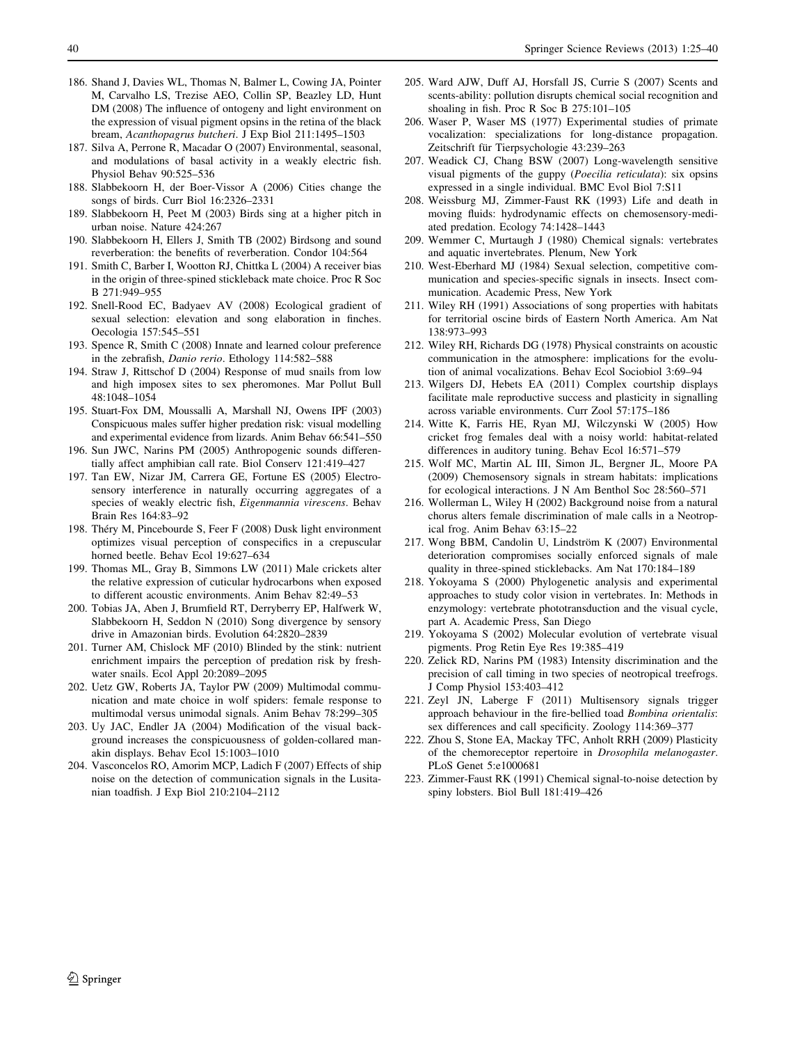186. Shand J, Davies WL, Thomas N, Balmer L, Cowing JA, Pointer M, Carvalho LS, Trezise AEO, Collin SP, Beazley LD, Hunt DM (2008) The influence of ontogeny and light environment on the expression of visual pigment opsins in the retina of the black bream, *Acanthopagrus butcheri*. J Exp Biol 211:1495–1503
187. Silva A, Perrone R, Macadar O (2007) Environmental, seasonal, and modulations of basal activity in a weakly electric fish. Physiol Behav 90:525–536
188. Slabbekoorn H, der Boer-Vissor A (2006) Cities change the songs of birds. Curr Biol 16:2326–2331
189. Slabbekoorn H, Peet M (2003) Birds sing at a higher pitch in urban noise. Nature 424:267
190. Slabbekoorn H, Ellers J, Smith TB (2002) Birdsong and sound reverberation: the benefits of reverberation. Condor 104:564
191. Smith C, Barber I, Wootton RJ, Chittka L (2004) A receiver bias in the origin of three-spined stickleback mate choice. Proc R Soc B 271:949–955
192. Snell-Rood EC, Badyaev AV (2008) Ecological gradient of sexual selection: elevation and song elaboration in finches. Oecologia 157:545–551
193. Spence R, Smith C (2008) Innate and learned colour preference in the zebrafish, *Danio rerio*. Ethology 114:582–588
194. Straw J, Rittschof D (2004) Response of mud snails from low and high imposex sites to sex pheromones. Mar Pollut Bull 48:1048–1054
195. Stuart-Fox DM, Moussalli A, Marshall NJ, Owens IPF (2003) Conspicuous males suffer higher predation risk: visual modelling and experimental evidence from lizards. Anim Behav 66:541–550
196. Sun JWC, Narins PM (2005) Anthropogenic sounds differentially affect amphibian call rate. Biol Conserv 121:419–427
197. Tan EW, Nizar JM, Carrera GE, Fortune ES (2005) Electrosensory interference in naturally occurring aggregates of a species of weakly electric fish, *Eigenmannia virescens*. Behav Brain Res 164:83–92
198. Théry M, Pincebourde S, Feer F (2008) Dusk light environment optimizes visual perception of conspecifics in a crepuscular horned beetle. Behav Ecol 19:627–634
199. Thomas ML, Gray B, Simmons LW (2011) Male crickets alter the relative expression of cuticular hydrocarbons when exposed to different acoustic environments. Anim Behav 82:49–53
200. Tobias JA, Aben J, Brumfield RT, Derryberry EP, Halfwerk W, Slabbekoorn H, Seddon N (2010) Song divergence by sensory drive in Amazonian birds. Evolution 64:2820–2839
201. Turner AM, Chislock MF (2010) Blinded by the stink: nutrient enrichment impairs the perception of predation risk by freshwater snails. Ecol Appl 20:2089–2095
202. Uetz GW, Roberts JA, Taylor PW (2009) Multimodal communication and mate choice in wolf spiders: female response to multimodal versus unimodal signals. Anim Behav 78:299–305
203. Uy JAC, Endler JA (2004) Modification of the visual background increases the conspicuousness of golden-collared manakin displays. Behav Ecol 15:1003–1010
204. Vasconcelos RO, Amorim MCP, Ladich F (2007) Effects of ship noise on the detection of communication signals in the Lusitanian toadfish. J Exp Biol 210:2104–2112
205. Ward AJW, Duff AJ, Horsfall JS, Currie S (2007) Scents and scents-ability: pollution disrupts chemical social recognition and shoaling in fish. Proc R Soc B 275:101–105
206. Waser P, Waser MS (1977) Experimental studies of primate vocalization: specializations for long-distance propagation. Zeitschrift für Tierpsychologie 43:239–263
207. Weadick CJ, Chang BSW (2007) Long-wavelength sensitive visual pigments of the guppy (*Poecilia reticulata*): six opsins expressed in a single individual. BMC Evol Biol 7:S11
208. Weissburg MJ, Zimmer-Faust RK (1993) Life and death in moving fluids: hydrodynamic effects on chemosensory-mediated predation. Ecology 74:1428–1443
209. Wemmer C, Murtaugh J (1980) Chemical signals: vertebrates and aquatic invertebrates. Plenum, New York
210. West-Eberhard MJ (1984) Sexual selection, competitive communication and species-specific signals in insects. Insect communication. Academic Press, New York
211. Wiley RH (1991) Associations of song properties with habitats for territorial oscine birds of Eastern North America. Am Nat 138:973–993
212. Wiley RH, Richards DG (1978) Physical constraints on acoustic communication in the atmosphere: implications for the evolution of animal vocalizations. Behav Ecol Sociobiol 3:69–94
213. Wilgers DJ, Hebets EA (2011) Complex courtship displays facilitate male reproductive success and plasticity in signalling across variable environments. Curr Zool 57:175–186
214. Witte K, Farris HE, Ryan MJ, Wilczynski W (2005) How cricket frog females deal with a noisy world: habitat-related differences in auditory tuning. Behav Ecol 16:571–579
215. Wolf MC, Martin AL III, Simon JL, Bergner JL, Moore PA (2009) Chemosensory signals in stream habitats: implications for ecological interactions. J N Am Benthol Soc 28:560–571
216. Wollerman L, Wiley H (2002) Background noise from a natural chorus alters female discrimination of male calls in a Neotropical frog. Anim Behav 63:15–22
217. Wong BBM, Candolin U, Lindström K (2007) Environmental deterioration compromises socially enforced signals of male quality in three-spined sticklebacks. Am Nat 170:184–189
218. Yokoyama S (2000) Phylogenetic analysis and experimental approaches to study color vision in vertebrates. In: Methods in enzymology: vertebrate phototransduction and the visual cycle, part A. Academic Press, San Diego
219. Yokoyama S (2002) Molecular evolution of vertebrate visual pigments. Prog Retin Eye Res 19:385–419
220. Zelick RD, Narins PM (1983) Intensity discrimination and the precision of call timing in two species of neotropical treefrogs. J Comp Physiol 153:403–412
221. Zeyl JN, Laberge F (2011) Multisensory signals trigger approach behaviour in the fire-bellied toad *Bombina orientalis*: sex differences and call specificity. Zoology 114:369–377
222. Zhou S, Stone EA, Mackay TFC, Anholt RRH (2009) Plasticity of the chemoreceptor repertoire in *Drosophila melanogaster*. PLoS Genet 5:e1000681
223. Zimmer-Faust RK (1991) Chemical signal-to-noise detection by spiny lobsters. Biol Bull 181:419–426